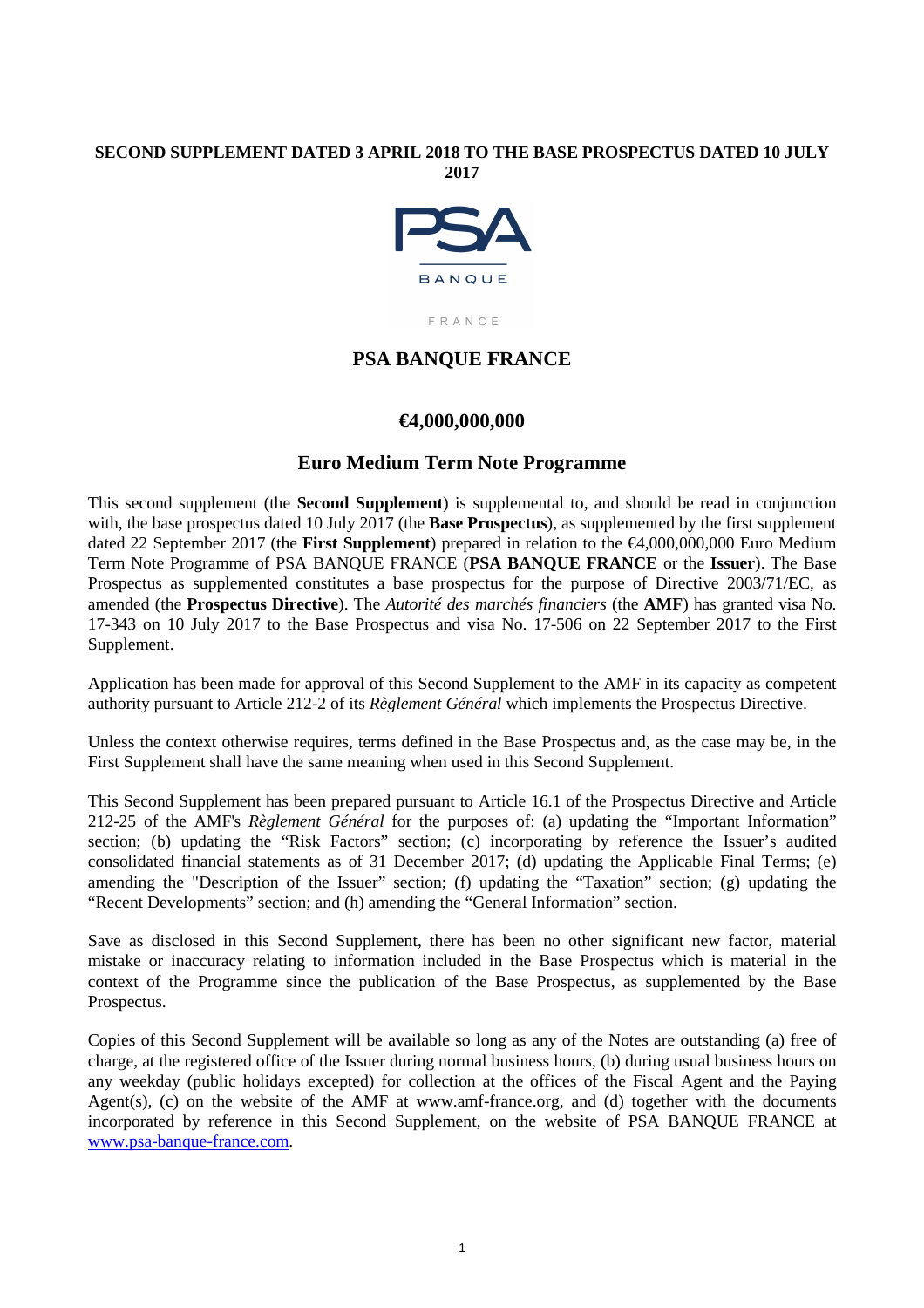**SECOND SUPPLEMENT DATED 3 APRIL 2018 TO THE BASE PROSPECTUS DATED 10 JULY 2017**

PSA

BANQUE

FRANCE

# PSA BANQUE FRANCE

## €4,000,000,000

## Euro Medium Term Note Programme

This second supplement (the **Second Supplement**) is supplemental to, and should be read in conjunction with, the base prospectus dated 10 July 2017 (the **Base Prospectus**), as supplemented by the first supplement dated 22 September 2017 (the **First Supplement**) prepared in relation to the €4,000,000,000 Euro Medium Term Note Programme of PSA BANQUE FRANCE (**PSA BANQUE FRANCE** or the **Issuer**). The Base Prospectus as supplemented constitutes a base prospectus for the purpose of Directive 2003/71/EC, as amended (the **Prospectus Directive**). The *Autorité des marchés financiers* (the **AMF**) has granted visa No. 17-343 on 10 July 2017 to the Base Prospectus and visa No. 17-506 on 22 September 2017 to the First Supplement.

Application has been made for approval of this Second Supplement to the AMF in its capacity as competent authority pursuant to Article 212-2 of its *Règlement Général* which implements the Prospectus Directive.

Unless the context otherwise requires, terms defined in the Base Prospectus and, as the case may be, in the First Supplement shall have the same meaning when used in this Second Supplement.

This Second Supplement has been prepared pursuant to Article 16.1 of the Prospectus Directive and Article 212-25 of the AMF's *Règlement Général* for the purposes of: (a) updating the "Important Information" section; (b) updating the "Risk Factors" section; (c) incorporating by reference the Issuer's audited consolidated financial statements as of 31 December 2017; (d) updating the Applicable Final Terms; (e) amending the "Description of the Issuer" section; (f) updating the "Taxation" section; (g) updating the "Recent Developments" section; and (h) amending the "General Information" section.

Save as disclosed in this Second Supplement, there has been no other significant new factor, material mistake or inaccuracy relating to information included in the Base Prospectus which is material in the context of the Programme since the publication of the Base Prospectus, as supplemented by the Base Prospectus.

Copies of this Second Supplement will be available so long as any of the Notes are outstanding (a) free of charge, at the registered office of the Issuer during normal business hours, (b) during usual business hours on any weekday (public holidays excepted) for collection at the offices of the Fiscal Agent and the Paying Agent(s), (c) on the website of the AMF at www.amf-france.org, and (d) together with the documents incorporated by reference in this Second Supplement, on the website of PSA BANQUE FRANCE at www.psa-banque-france.com.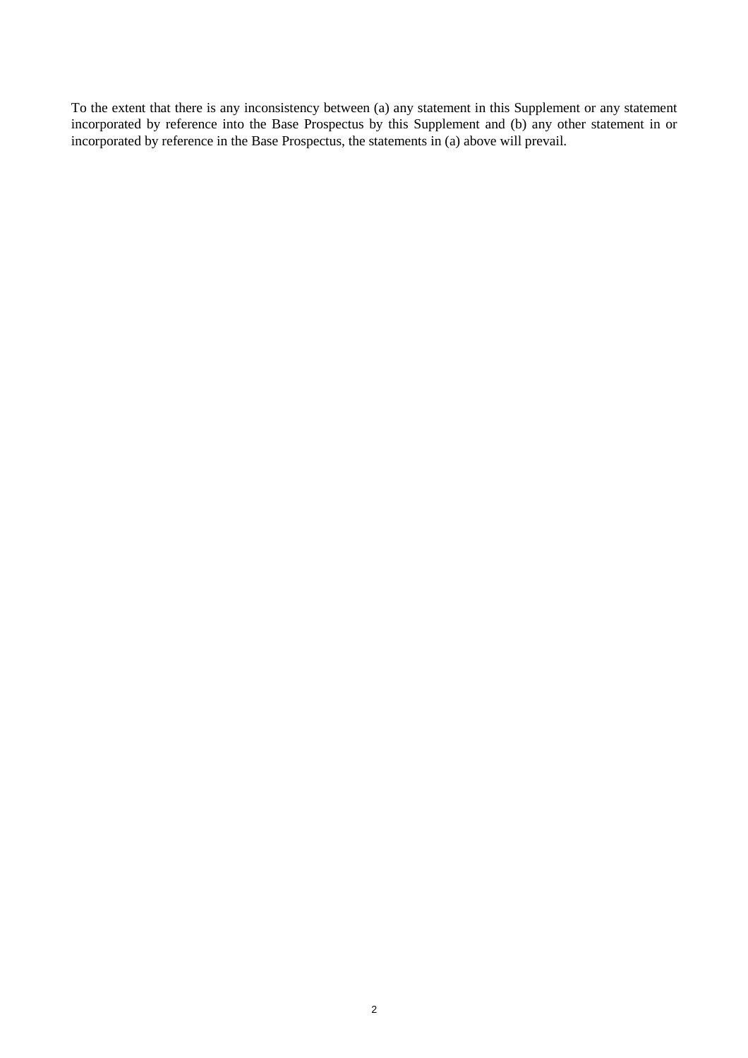To the extent that there is any inconsistency between (a) any statement in this Supplement or any statement incorporated by reference into the Base Prospectus by this Supplement and (b) any other statement in or incorporated by reference in the Base Prospectus, the statements in (a) above will prevail.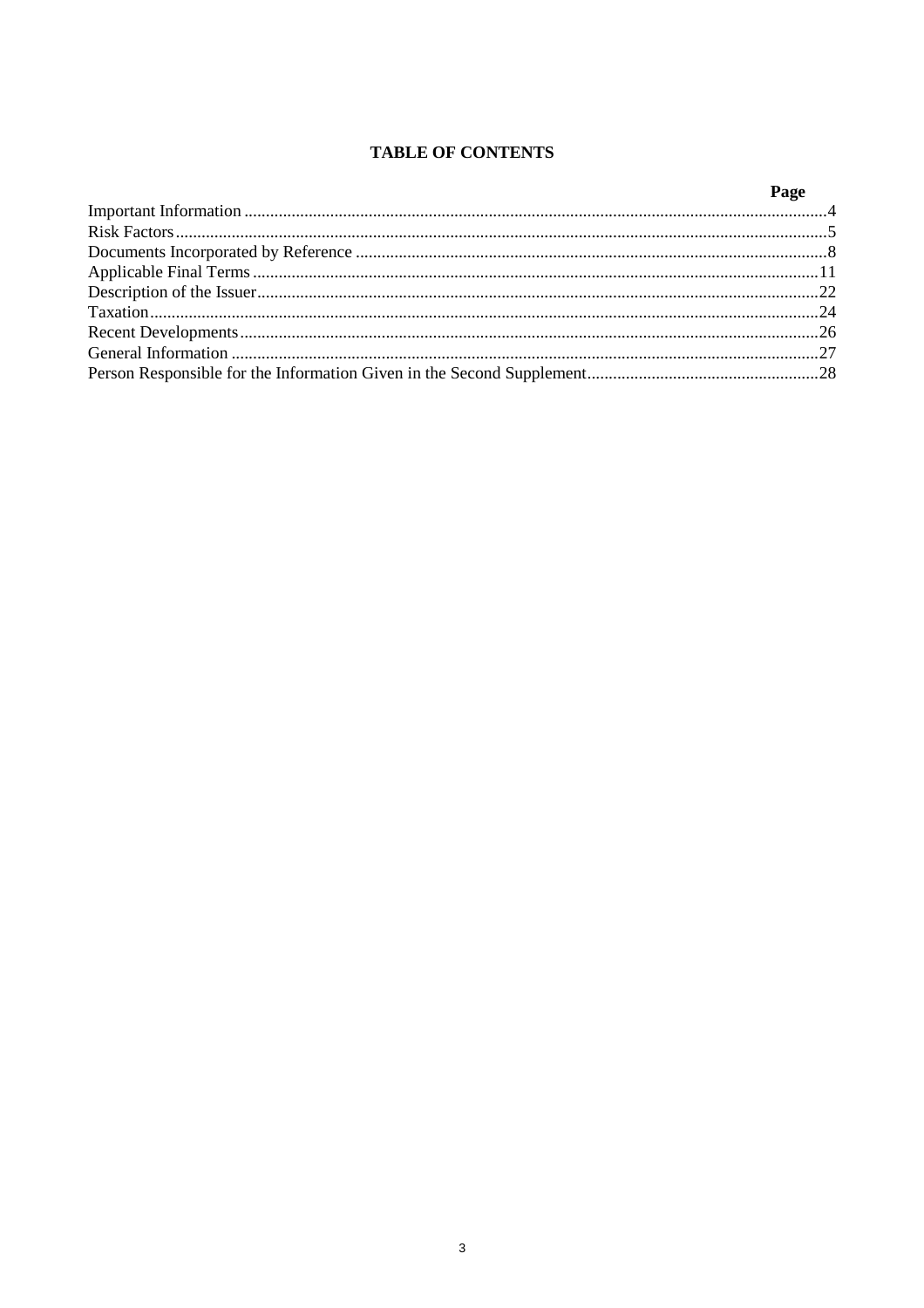# TABLE OF CONTENTS

| | Page |
|---|---|
| Important Information | 4 |
| Risk Factors | 5 |
| Documents Incorporated by Reference | 8 |
| Applicable Final Terms | 11 |
| Description of the Issuer | 22 |
| Taxation | 24 |
| Recent Developments | 26 |
| General Information | 27 |
| Person Responsible for the Information Given in the Second Supplement | 28 |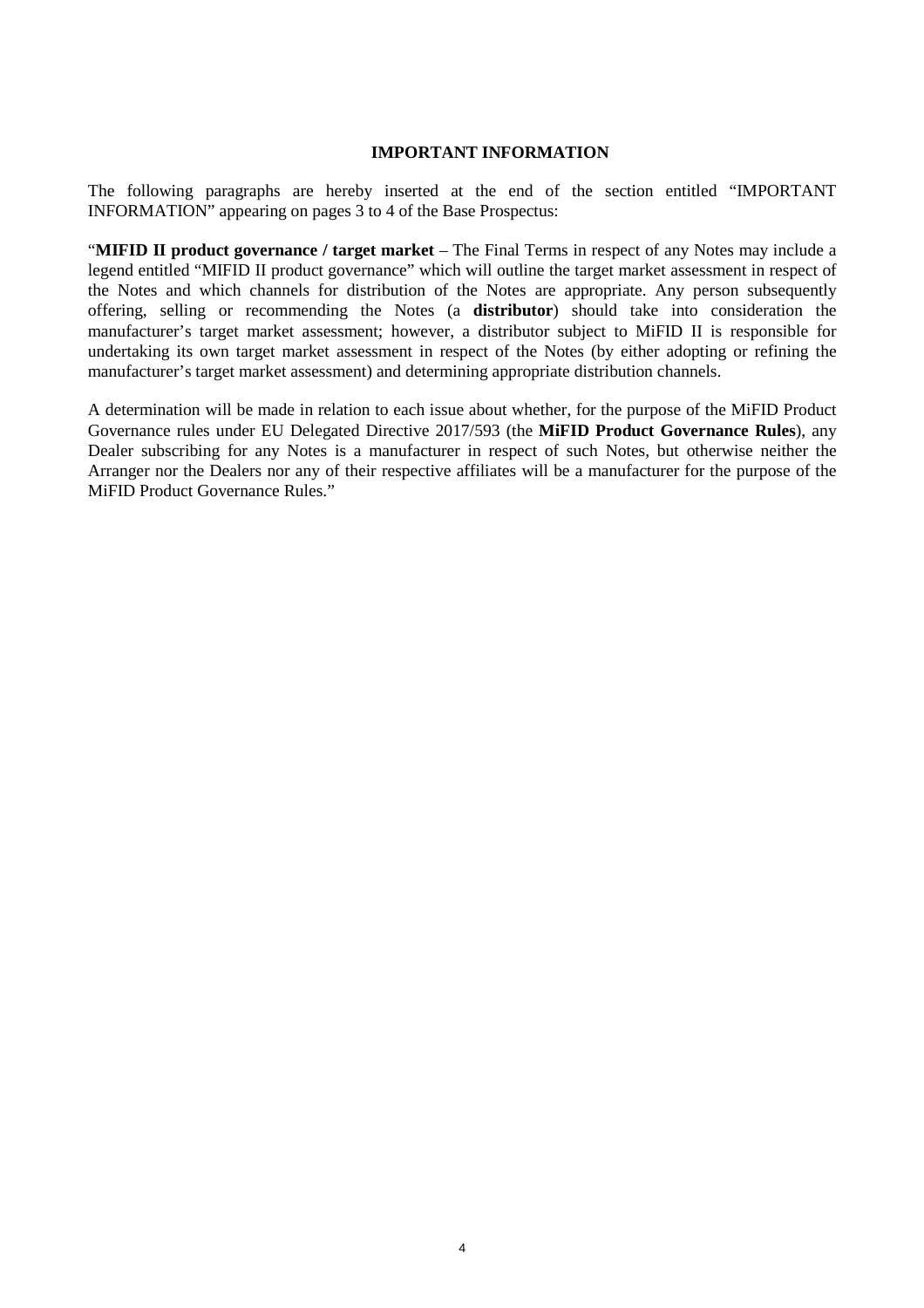## IMPORTANT INFORMATION

The following paragraphs are hereby inserted at the end of the section entitled "IMPORTANT INFORMATION" appearing on pages 3 to 4 of the Base Prospectus:

"**MIFID II product governance / target market** – The Final Terms in respect of any Notes may include a legend entitled "MIFID II product governance" which will outline the target market assessment in respect of the Notes and which channels for distribution of the Notes are appropriate. Any person subsequently offering, selling or recommending the Notes (a **distributor**) should take into consideration the manufacturer's target market assessment; however, a distributor subject to MiFID II is responsible for undertaking its own target market assessment in respect of the Notes (by either adopting or refining the manufacturer's target market assessment) and determining appropriate distribution channels.

A determination will be made in relation to each issue about whether, for the purpose of the MiFID Product Governance rules under EU Delegated Directive 2017/593 (the **MiFID Product Governance Rules**), any Dealer subscribing for any Notes is a manufacturer in respect of such Notes, but otherwise neither the Arranger nor the Dealers nor any of their respective affiliates will be a manufacturer for the purpose of the MiFID Product Governance Rules."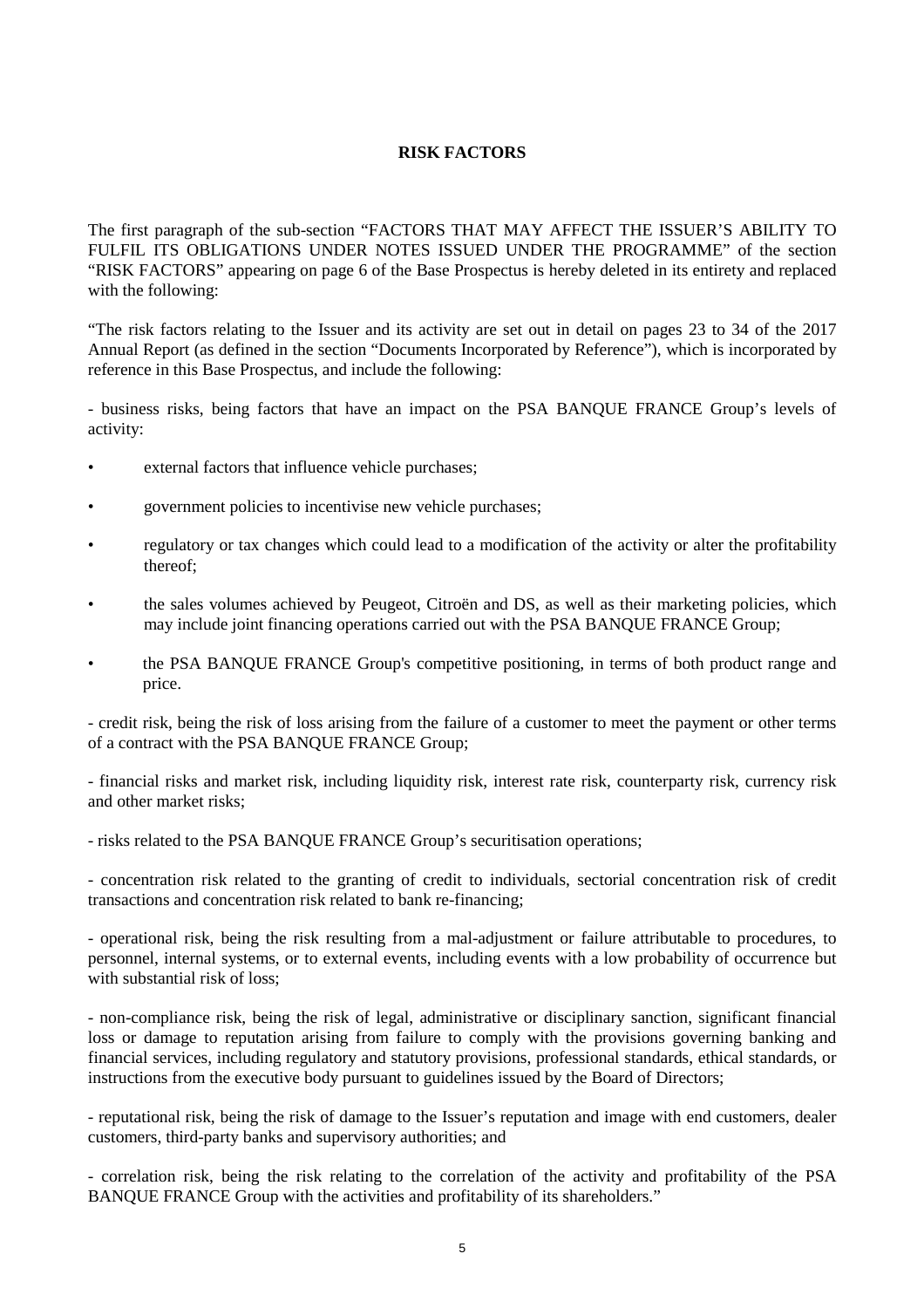# RISK FACTORS

The first paragraph of the sub-section "FACTORS THAT MAY AFFECT THE ISSUER'S ABILITY TO FULFIL ITS OBLIGATIONS UNDER NOTES ISSUED UNDER THE PROGRAMME" of the section "RISK FACTORS" appearing on page 6 of the Base Prospectus is hereby deleted in its entirety and replaced with the following:

"The risk factors relating to the Issuer and its activity are set out in detail on pages 23 to 34 of the 2017 Annual Report (as defined in the section "Documents Incorporated by Reference"), which is incorporated by reference in this Base Prospectus, and include the following:

- business risks, being factors that have an impact on the PSA BANQUE FRANCE Group's levels of activity:

  - external factors that influence vehicle purchases;
  - government policies to incentivise new vehicle purchases;
  - regulatory or tax changes which could lead to a modification of the activity or alter the profitability thereof;
  - the sales volumes achieved by Peugeot, Citroën and DS, as well as their marketing policies, which may include joint financing operations carried out with the PSA BANQUE FRANCE Group;
  - the PSA BANQUE FRANCE Group's competitive positioning, in terms of both product range and price.

- credit risk, being the risk of loss arising from the failure of a customer to meet the payment or other terms of a contract with the PSA BANQUE FRANCE Group;

- financial risks and market risk, including liquidity risk, interest rate risk, counterparty risk, currency risk and other market risks;

- risks related to the PSA BANQUE FRANCE Group's securitisation operations;

- concentration risk related to the granting of credit to individuals, sectorial concentration risk of credit transactions and concentration risk related to bank re-financing;

- operational risk, being the risk resulting from a mal-adjustment or failure attributable to procedures, to personnel, internal systems, or to external events, including events with a low probability of occurrence but with substantial risk of loss;

- non-compliance risk, being the risk of legal, administrative or disciplinary sanction, significant financial loss or damage to reputation arising from failure to comply with the provisions governing banking and financial services, including regulatory and statutory provisions, professional standards, ethical standards, or instructions from the executive body pursuant to guidelines issued by the Board of Directors;

- reputational risk, being the risk of damage to the Issuer's reputation and image with end customers, dealer customers, third-party banks and supervisory authorities; and

- correlation risk, being the risk relating to the correlation of the activity and profitability of the PSA BANQUE FRANCE Group with the activities and profitability of its shareholders."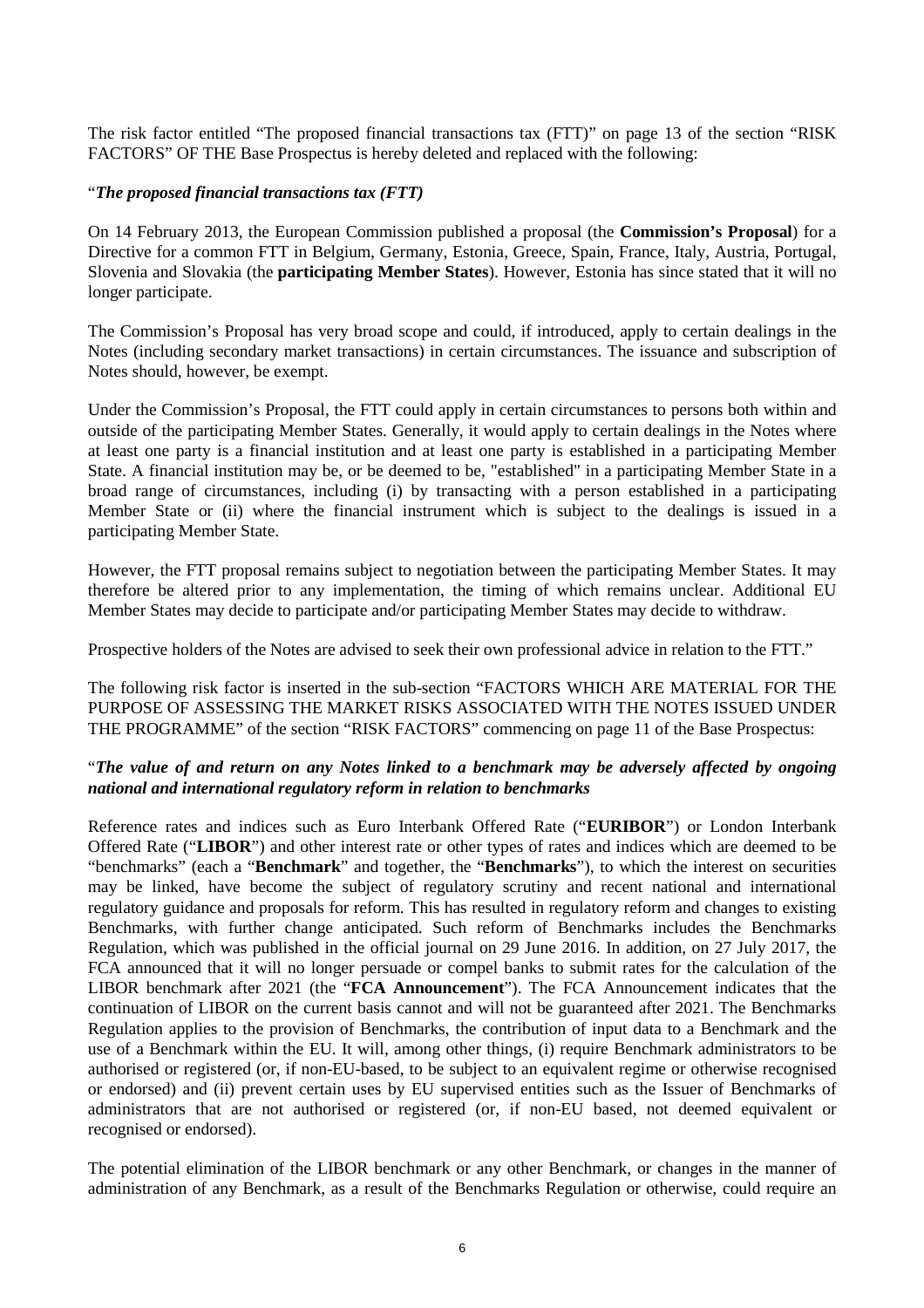The risk factor entitled "The proposed financial transactions tax (FTT)" on page 13 of the section "RISK FACTORS" OF THE Base Prospectus is hereby deleted and replaced with the following:

"*The proposed financial transactions tax (FTT)*

On 14 February 2013, the European Commission published a proposal (the **Commission's Proposal**) for a Directive for a common FTT in Belgium, Germany, Estonia, Greece, Spain, France, Italy, Austria, Portugal, Slovenia and Slovakia (the **participating Member States**). However, Estonia has since stated that it will no longer participate.

The Commission's Proposal has very broad scope and could, if introduced, apply to certain dealings in the Notes (including secondary market transactions) in certain circumstances. The issuance and subscription of Notes should, however, be exempt.

Under the Commission's Proposal, the FTT could apply in certain circumstances to persons both within and outside of the participating Member States. Generally, it would apply to certain dealings in the Notes where at least one party is a financial institution and at least one party is established in a participating Member State. A financial institution may be, or be deemed to be, "established" in a participating Member State in a broad range of circumstances, including (i) by transacting with a person established in a participating Member State or (ii) where the financial instrument which is subject to the dealings is issued in a participating Member State.

However, the FTT proposal remains subject to negotiation between the participating Member States. It may therefore be altered prior to any implementation, the timing of which remains unclear. Additional EU Member States may decide to participate and/or participating Member States may decide to withdraw.

Prospective holders of the Notes are advised to seek their own professional advice in relation to the FTT."

The following risk factor is inserted in the sub-section "FACTORS WHICH ARE MATERIAL FOR THE PURPOSE OF ASSESSING THE MARKET RISKS ASSOCIATED WITH THE NOTES ISSUED UNDER THE PROGRAMME" of the section "RISK FACTORS" commencing on page 11 of the Base Prospectus:

"***The value of and return on any Notes linked to a benchmark may be adversely affected by ongoing national and international regulatory reform in relation to benchmarks***

Reference rates and indices such as Euro Interbank Offered Rate ("**EURIBOR**") or London Interbank Offered Rate ("**LIBOR**") and other interest rate or other types of rates and indices which are deemed to be "benchmarks" (each a "**Benchmark**" and together, the "**Benchmarks**"), to which the interest on securities may be linked, have become the subject of regulatory scrutiny and recent national and international regulatory guidance and proposals for reform. This has resulted in regulatory reform and changes to existing Benchmarks, with further change anticipated. Such reform of Benchmarks includes the Benchmarks Regulation, which was published in the official journal on 29 June 2016. In addition, on 27 July 2017, the FCA announced that it will no longer persuade or compel banks to submit rates for the calculation of the LIBOR benchmark after 2021 (the "**FCA Announcement**"). The FCA Announcement indicates that the continuation of LIBOR on the current basis cannot and will not be guaranteed after 2021. The Benchmarks Regulation applies to the provision of Benchmarks, the contribution of input data to a Benchmark and the use of a Benchmark within the EU. It will, among other things, (i) require Benchmark administrators to be authorised or registered (or, if non-EU-based, to be subject to an equivalent regime or otherwise recognised or endorsed) and (ii) prevent certain uses by EU supervised entities such as the Issuer of Benchmarks of administrators that are not authorised or registered (or, if non-EU based, not deemed equivalent or recognised or endorsed).

The potential elimination of the LIBOR benchmark or any other Benchmark, or changes in the manner of administration of any Benchmark, as a result of the Benchmarks Regulation or otherwise, could require an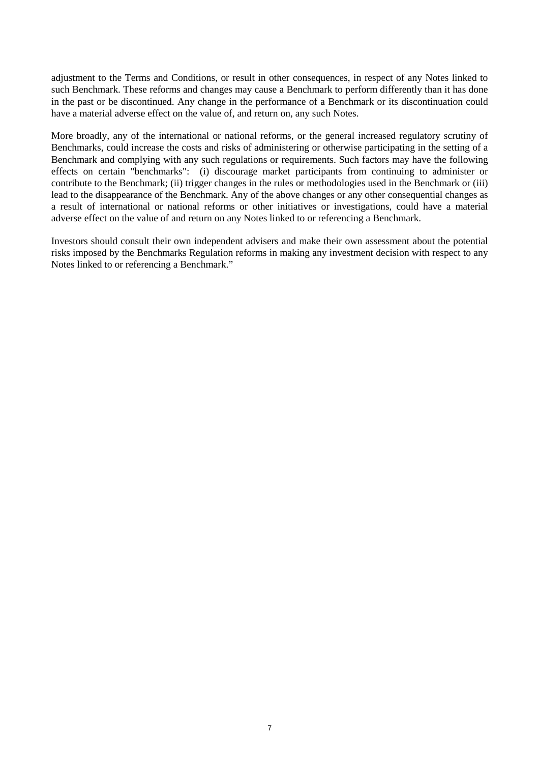adjustment to the Terms and Conditions, or result in other consequences, in respect of any Notes linked to such Benchmark. These reforms and changes may cause a Benchmark to perform differently than it has done in the past or be discontinued. Any change in the performance of a Benchmark or its discontinuation could have a material adverse effect on the value of, and return on, any such Notes.

More broadly, any of the international or national reforms, or the general increased regulatory scrutiny of Benchmarks, could increase the costs and risks of administering or otherwise participating in the setting of a Benchmark and complying with any such regulations or requirements. Such factors may have the following effects on certain "benchmarks": (i) discourage market participants from continuing to administer or contribute to the Benchmark; (ii) trigger changes in the rules or methodologies used in the Benchmark or (iii) lead to the disappearance of the Benchmark. Any of the above changes or any other consequential changes as a result of international or national reforms or other initiatives or investigations, could have a material adverse effect on the value of and return on any Notes linked to or referencing a Benchmark.

Investors should consult their own independent advisers and make their own assessment about the potential risks imposed by the Benchmarks Regulation reforms in making any investment decision with respect to any Notes linked to or referencing a Benchmark."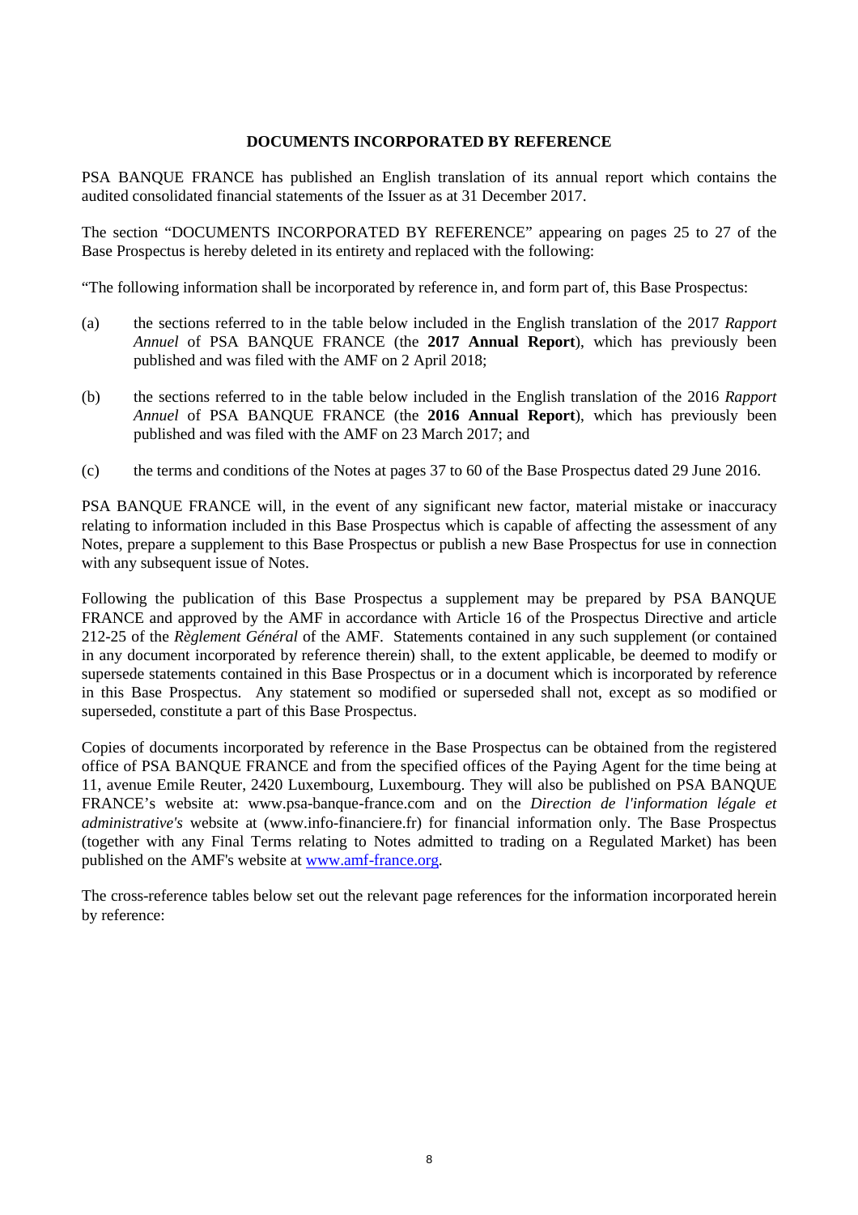**DOCUMENTS INCORPORATED BY REFERENCE**

PSA BANQUE FRANCE has published an English translation of its annual report which contains the audited consolidated financial statements of the Issuer as at 31 December 2017.

The section "DOCUMENTS INCORPORATED BY REFERENCE" appearing on pages 25 to 27 of the Base Prospectus is hereby deleted in its entirety and replaced with the following:

"The following information shall be incorporated by reference in, and form part of, this Base Prospectus:

(a) the sections referred to in the table below included in the English translation of the 2017 *Rapport Annuel* of PSA BANQUE FRANCE (the **2017 Annual Report**), which has previously been published and was filed with the AMF on 2 April 2018;

(b) the sections referred to in the table below included in the English translation of the 2016 *Rapport Annuel* of PSA BANQUE FRANCE (the **2016 Annual Report**), which has previously been published and was filed with the AMF on 23 March 2017; and

(c) the terms and conditions of the Notes at pages 37 to 60 of the Base Prospectus dated 29 June 2016.

PSA BANQUE FRANCE will, in the event of any significant new factor, material mistake or inaccuracy relating to information included in this Base Prospectus which is capable of affecting the assessment of any Notes, prepare a supplement to this Base Prospectus or publish a new Base Prospectus for use in connection with any subsequent issue of Notes.

Following the publication of this Base Prospectus a supplement may be prepared by PSA BANQUE FRANCE and approved by the AMF in accordance with Article 16 of the Prospectus Directive and article 212-25 of the *Règlement Général* of the AMF. Statements contained in any such supplement (or contained in any document incorporated by reference therein) shall, to the extent applicable, be deemed to modify or supersede statements contained in this Base Prospectus or in a document which is incorporated by reference in this Base Prospectus. Any statement so modified or superseded shall not, except as so modified or superseded, constitute a part of this Base Prospectus.

Copies of documents incorporated by reference in the Base Prospectus can be obtained from the registered office of PSA BANQUE FRANCE and from the specified offices of the Paying Agent for the time being at 11, avenue Emile Reuter, 2420 Luxembourg, Luxembourg. They will also be published on PSA BANQUE FRANCE's website at: www.psa-banque-france.com and on the *Direction de l'information légale et administrative's* website at (www.info-financiere.fr) for financial information only. The Base Prospectus (together with any Final Terms relating to Notes admitted to trading on a Regulated Market) has been published on the AMF's website at www.amf-france.org.

The cross-reference tables below set out the relevant page references for the information incorporated herein by reference: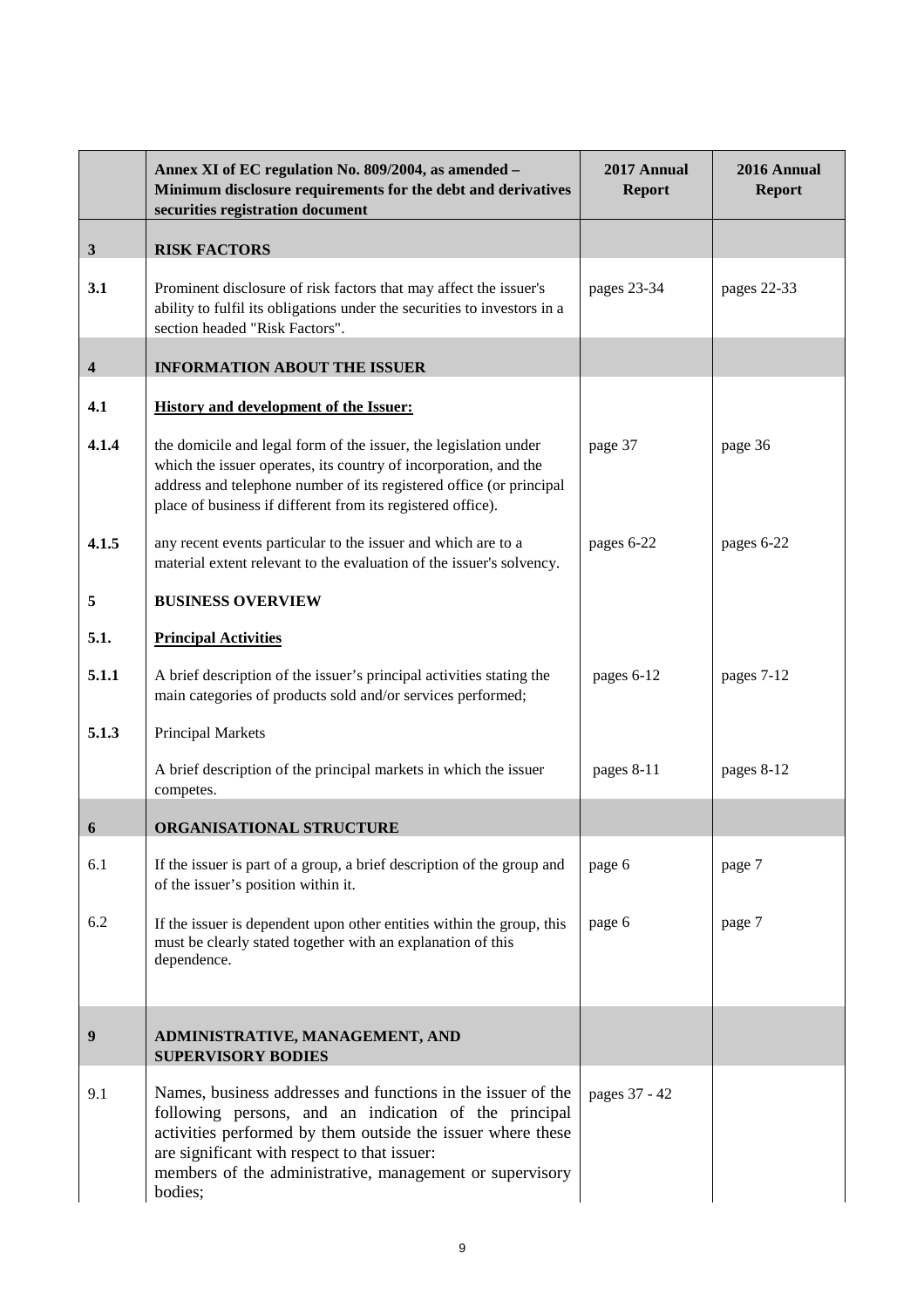| | Annex XI of EC regulation No. 809/2004, as amended – Minimum disclosure requirements for the debt and derivatives securities registration document | 2017 Annual Report | 2016 Annual Report |
|---|---|---|---|
| **3** | **RISK FACTORS** | | |
| **3.1** | Prominent disclosure of risk factors that may affect the issuer's ability to fulfil its obligations under the securities to investors in a section headed "Risk Factors". | pages 23-34 | pages 22-33 |
| **4** | **INFORMATION ABOUT THE ISSUER** | | |
| **4.1** | **History and development of the Issuer:** | | |
| **4.1.4** | the domicile and legal form of the issuer, the legislation under which the issuer operates, its country of incorporation, and the address and telephone number of its registered office (or principal place of business if different from its registered office). | page 37 | page 36 |
| **4.1.5** | any recent events particular to the issuer and which are to a material extent relevant to the evaluation of the issuer's solvency. | pages 6-22 | pages 6-22 |
| **5** | **BUSINESS OVERVIEW** | | |
| **5.1.** | **Principal Activities** | | |
| **5.1.1** | A brief description of the issuer's principal activities stating the main categories of products sold and/or services performed; | pages 6-12 | pages 7-12 |
| **5.1.3** | Principal Markets | | |
| | A brief description of the principal markets in which the issuer competes. | pages 8-11 | pages 8-12 |
| **6** | **ORGANISATIONAL STRUCTURE** | | |
| 6.1 | If the issuer is part of a group, a brief description of the group and of the issuer's position within it. | page 6 | page 7 |
| 6.2 | If the issuer is dependent upon other entities within the group, this must be clearly stated together with an explanation of this dependence. | page 6 | page 7 |
| **9** | **ADMINISTRATIVE, MANAGEMENT, AND SUPERVISORY BODIES** | | |
| 9.1 | Names, business addresses and functions in the issuer of the following persons, and an indication of the principal activities performed by them outside the issuer where these are significant with respect to that issuer: members of the administrative, management or supervisory bodies; | pages 37 - 42 | |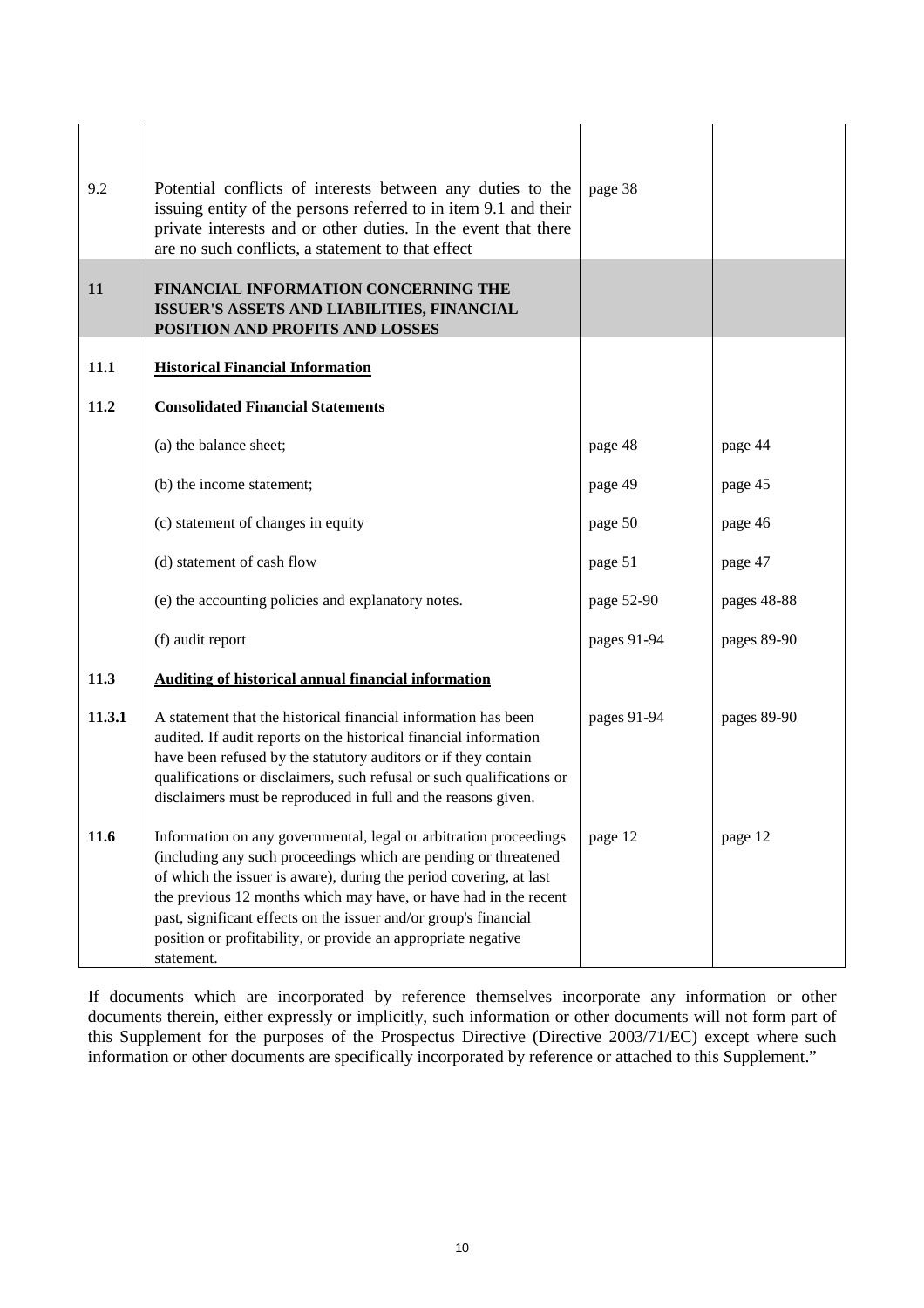| | | | |
|---|---|---|---|
| 9.2 | Potential conflicts of interests between any duties to the issuing entity of the persons referred to in item 9.1 and their private interests and or other duties. In the event that there are no such conflicts, a statement to that effect | page 38 | |
| **11** | **FINANCIAL INFORMATION CONCERNING THE ISSUER'S ASSETS AND LIABILITIES, FINANCIAL POSITION AND PROFITS AND LOSSES** | | |
| **11.1** | **Historical Financial Information** | | |
| **11.2** | **Consolidated Financial Statements** | | |
| | (a) the balance sheet; | page 48 | page 44 |
| | (b) the income statement; | page 49 | page 45 |
| | (c) statement of changes in equity | page 50 | page 46 |
| | (d) statement of cash flow | page 51 | page 47 |
| | (e) the accounting policies and explanatory notes. | page 52-90 | pages 48-88 |
| | (f) audit report | pages 91-94 | pages 89-90 |
| **11.3** | **Auditing of historical annual financial information** | | |
| **11.3.1** | A statement that the historical financial information has been audited. If audit reports on the historical financial information have been refused by the statutory auditors or if they contain qualifications or disclaimers, such refusal or such qualifications or disclaimers must be reproduced in full and the reasons given. | pages 91-94 | pages 89-90 |
| **11.6** | Information on any governmental, legal or arbitration proceedings (including any such proceedings which are pending or threatened of which the issuer is aware), during the period covering, at last the previous 12 months which may have, or have had in the recent past, significant effects on the issuer and/or group's financial position or profitability, or provide an appropriate negative statement. | page 12 | page 12 |

If documents which are incorporated by reference themselves incorporate any information or other documents therein, either expressly or implicitly, such information or other documents will not form part of this Supplement for the purposes of the Prospectus Directive (Directive 2003/71/EC) except where such information or other documents are specifically incorporated by reference or attached to this Supplement."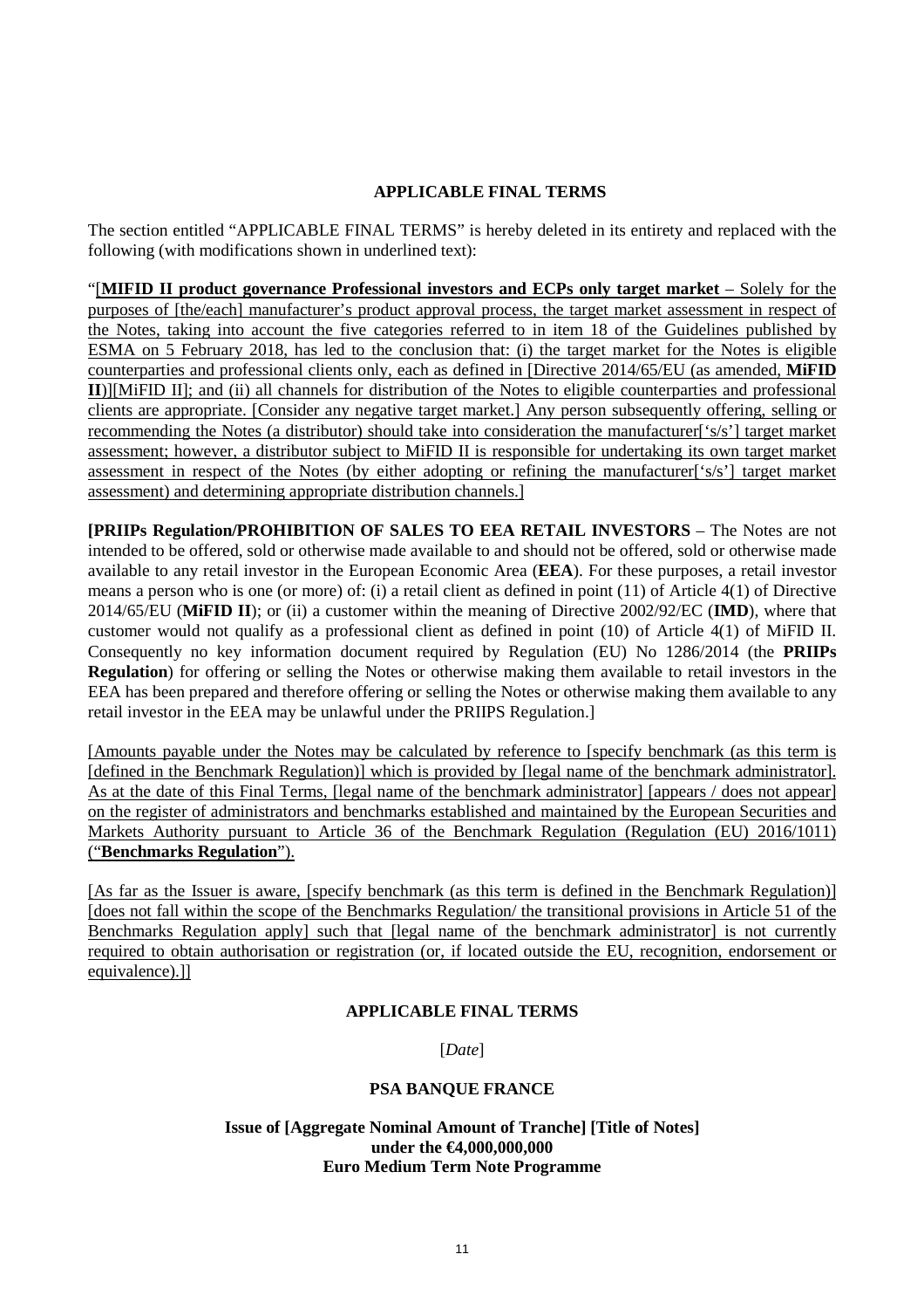## APPLICABLE FINAL TERMS

The section entitled "APPLICABLE FINAL TERMS" is hereby deleted in its entirety and replaced with the following (with modifications shown in underlined text):

"[**MIFID II product governance Professional investors and ECPs only target market** – Solely for the purposes of [the/each] manufacturer's product approval process, the target market assessment in respect of the Notes, taking into account the five categories referred to in item 18 of the Guidelines published by ESMA on 5 February 2018, has led to the conclusion that: (i) the target market for the Notes is eligible counterparties and professional clients only, each as defined in [Directive 2014/65/EU (as amended, **MiFID II**)][MiFID II]; and (ii) all channels for distribution of the Notes to eligible counterparties and professional clients are appropriate. [Consider any negative target market.] Any person subsequently offering, selling or recommending the Notes (a distributor) should take into consideration the manufacturer['s/s'] target market assessment; however, a distributor subject to MiFID II is responsible for undertaking its own target market assessment in respect of the Notes (by either adopting or refining the manufacturer['s/s'] target market assessment) and determining appropriate distribution channels.]

**[PRIIPs Regulation/PROHIBITION OF SALES TO EEA RETAIL INVESTORS** – The Notes are not intended to be offered, sold or otherwise made available to and should not be offered, sold or otherwise made available to any retail investor in the European Economic Area (**EEA**). For these purposes, a retail investor means a person who is one (or more) of: (i) a retail client as defined in point (11) of Article 4(1) of Directive 2014/65/EU (**MiFID II**); or (ii) a customer within the meaning of Directive 2002/92/EC (**IMD**), where that customer would not qualify as a professional client as defined in point (10) of Article 4(1) of MiFID II. Consequently no key information document required by Regulation (EU) No 1286/2014 (the **PRIIPs Regulation**) for offering or selling the Notes or otherwise making them available to retail investors in the EEA has been prepared and therefore offering or selling the Notes or otherwise making them available to any retail investor in the EEA may be unlawful under the PRIIPS Regulation.]

[Amounts payable under the Notes may be calculated by reference to [specify benchmark (as this term is [defined in the Benchmark Regulation)] which is provided by [legal name of the benchmark administrator]. As at the date of this Final Terms, [legal name of the benchmark administrator] [appears / does not appear] on the register of administrators and benchmarks established and maintained by the European Securities and Markets Authority pursuant to Article 36 of the Benchmark Regulation (Regulation (EU) 2016/1011) ("**Benchmarks Regulation**").

[As far as the Issuer is aware, [specify benchmark (as this term is defined in the Benchmark Regulation)] [does not fall within the scope of the Benchmarks Regulation/ the transitional provisions in Article 51 of the Benchmarks Regulation apply] such that [legal name of the benchmark administrator] is not currently required to obtain authorisation or registration (or, if located outside the EU, recognition, endorsement or equivalence).]]

## APPLICABLE FINAL TERMS

[*Date*]

**PSA BANQUE FRANCE**

**Issue of [Aggregate Nominal Amount of Tranche] [Title of Notes]**
**under the €4,000,000,000**
**Euro Medium Term Note Programme**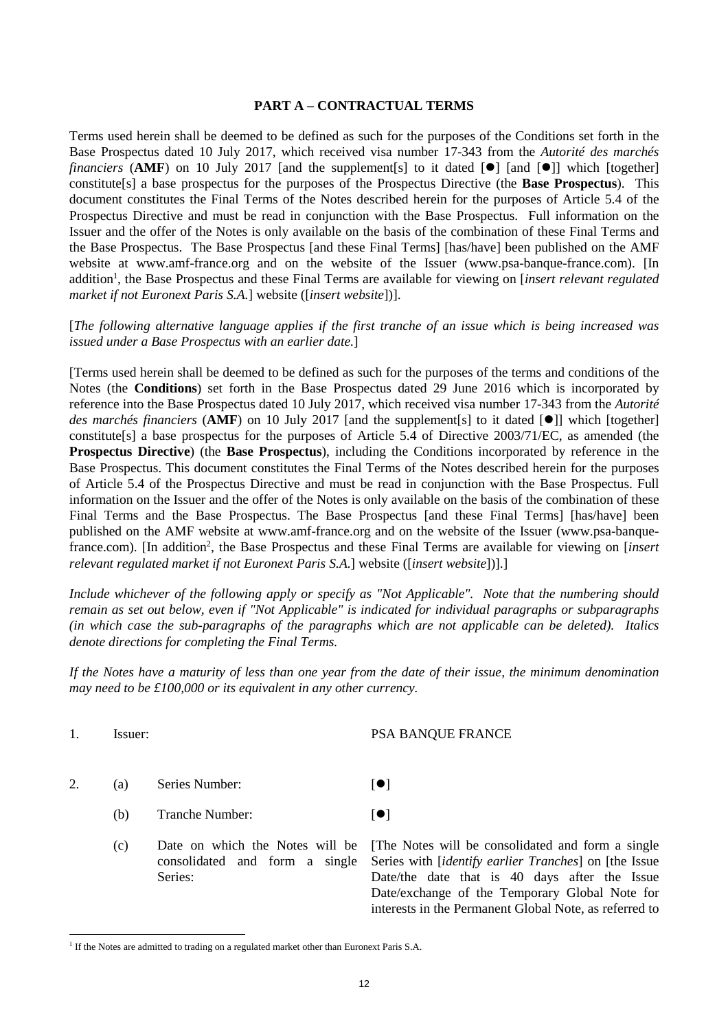## PART A – CONTRACTUAL TERMS

Terms used herein shall be deemed to be defined as such for the purposes of the Conditions set forth in the Base Prospectus dated 10 July 2017, which received visa number 17-343 from the *Autorité des marchés financiers* (**AMF**) on 10 July 2017 [and the supplement[s] to it dated [●] [and [●]] which [together] constitute[s] a base prospectus for the purposes of the Prospectus Directive (the **Base Prospectus**). This document constitutes the Final Terms of the Notes described herein for the purposes of Article 5.4 of the Prospectus Directive and must be read in conjunction with the Base Prospectus. Full information on the Issuer and the offer of the Notes is only available on the basis of the combination of these Final Terms and the Base Prospectus. The Base Prospectus [and these Final Terms] [has/have] been published on the AMF website at www.amf-france.org and on the website of the Issuer (www.psa-banque-france.com). [In addition[1], the Base Prospectus and these Final Terms are available for viewing on [*insert relevant regulated market if not Euronext Paris S.A.*] website ([*insert website*])].

[*The following alternative language applies if the first tranche of an issue which is being increased was issued under a Base Prospectus with an earlier date.*]

[Terms used herein shall be deemed to be defined as such for the purposes of the terms and conditions of the Notes (the **Conditions**) set forth in the Base Prospectus dated 29 June 2016 which is incorporated by reference into the Base Prospectus dated 10 July 2017, which received visa number 17-343 from the *Autorité des marchés financiers* (**AMF**) on 10 July 2017 [and the supplement[s] to it dated [●]] which [together] constitute[s] a base prospectus for the purposes of Article 5.4 of Directive 2003/71/EC, as amended (the **Prospectus Directive**) (the **Base Prospectus**), including the Conditions incorporated by reference in the Base Prospectus. This document constitutes the Final Terms of the Notes described herein for the purposes of Article 5.4 of the Prospectus Directive and must be read in conjunction with the Base Prospectus. Full information on the Issuer and the offer of the Notes is only available on the basis of the combination of these Final Terms and the Base Prospectus. The Base Prospectus [and these Final Terms] [has/have] been published on the AMF website at www.amf-france.org and on the website of the Issuer (www.psa-banque-france.com). [In addition[2], the Base Prospectus and these Final Terms are available for viewing on [*insert relevant regulated market if not Euronext Paris S.A.*] website ([*insert website*])].]

*Include whichever of the following apply or specify as "Not Applicable". Note that the numbering should remain as set out below, even if "Not Applicable" is indicated for individual paragraphs or subparagraphs (in which case the sub-paragraphs of the paragraphs which are not applicable can be deleted). Italics denote directions for completing the Final Terms.*

*If the Notes have a maturity of less than one year from the date of their issue, the minimum denomination may need to be £100,000 or its equivalent in any other currency.*

| | | | |
|---|---|---|---|
| 1. | Issuer: | | PSA BANQUE FRANCE |
| 2. | (a) | Series Number: | [●] |
| | (b) | Tranche Number: | [●] |
| | (c) | Date on which the Notes will be consolidated and form a single Series: | [The Notes will be consolidated and form a single Series with [*identify earlier Tranches*] on [the Issue Date/the date that is 40 days after the Issue Date/exchange of the Temporary Global Note for interests in the Permanent Global Note, as referred to |

[1] If the Notes are admitted to trading on a regulated market other than Euronext Paris S.A.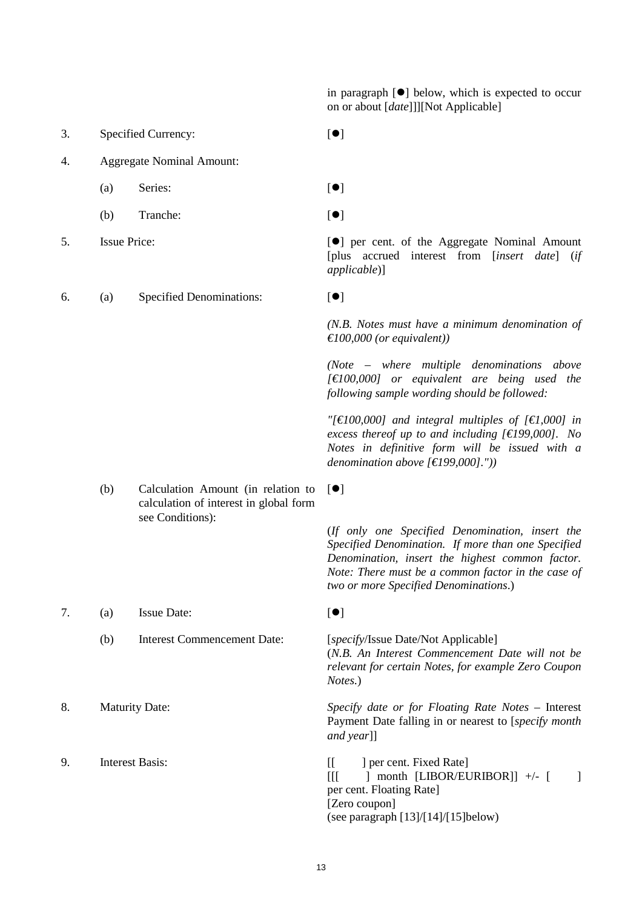| | | | |
|---|---|---|---|
| | | | in paragraph [●] below, which is expected to occur on or about [*date*]]][Not Applicable] |
| 3. | Specified Currency: | | [●] |
| 4. | Aggregate Nominal Amount: | | |
| | (a) | Series: | [●] |
| | (b) | Tranche: | [●] |
| 5. | Issue Price: | | [●] per cent. of the Aggregate Nominal Amount [plus accrued interest from [*insert date*] (*if applicable*)] |
| 6. | (a) | Specified Denominations: | [●]<br><br>*(N.B. Notes must have a minimum denomination of €100,000 (or equivalent))*<br><br>*(Note – where multiple denominations above [€100,000] or equivalent are being used the following sample wording should be followed:*<br><br>*"[€100,000] and integral multiples of [€1,000] in excess thereof up to and including [€199,000]. No Notes in definitive form will be issued with a denomination above [€199,000]."))* |
| | (b) | Calculation Amount (in relation to calculation of interest in global form see Conditions): | [●]<br><br>(*If only one Specified Denomination, insert the Specified Denomination. If more than one Specified Denomination, insert the highest common factor. Note: There must be a common factor in the case of two or more Specified Denominations*.) |
| 7. | (a) | Issue Date: | [●] |
| | (b) | Interest Commencement Date: | [*specify*/Issue Date/Not Applicable]<br>(*N.B. An Interest Commencement Date will not be relevant for certain Notes, for example Zero Coupon Notes.*) |
| 8. | Maturity Date: | | *Specify date or for Floating Rate Notes* – Interest Payment Date falling in or nearest to [*specify month and year*]] |
| 9. | Interest Basis: | | [[ ] per cent. Fixed Rate]<br>[[[ ] month [LIBOR/EURIBOR]] +/- [ ] per cent. Floating Rate]<br>[Zero coupon]<br>(see paragraph [13]/[14]/[15]below) |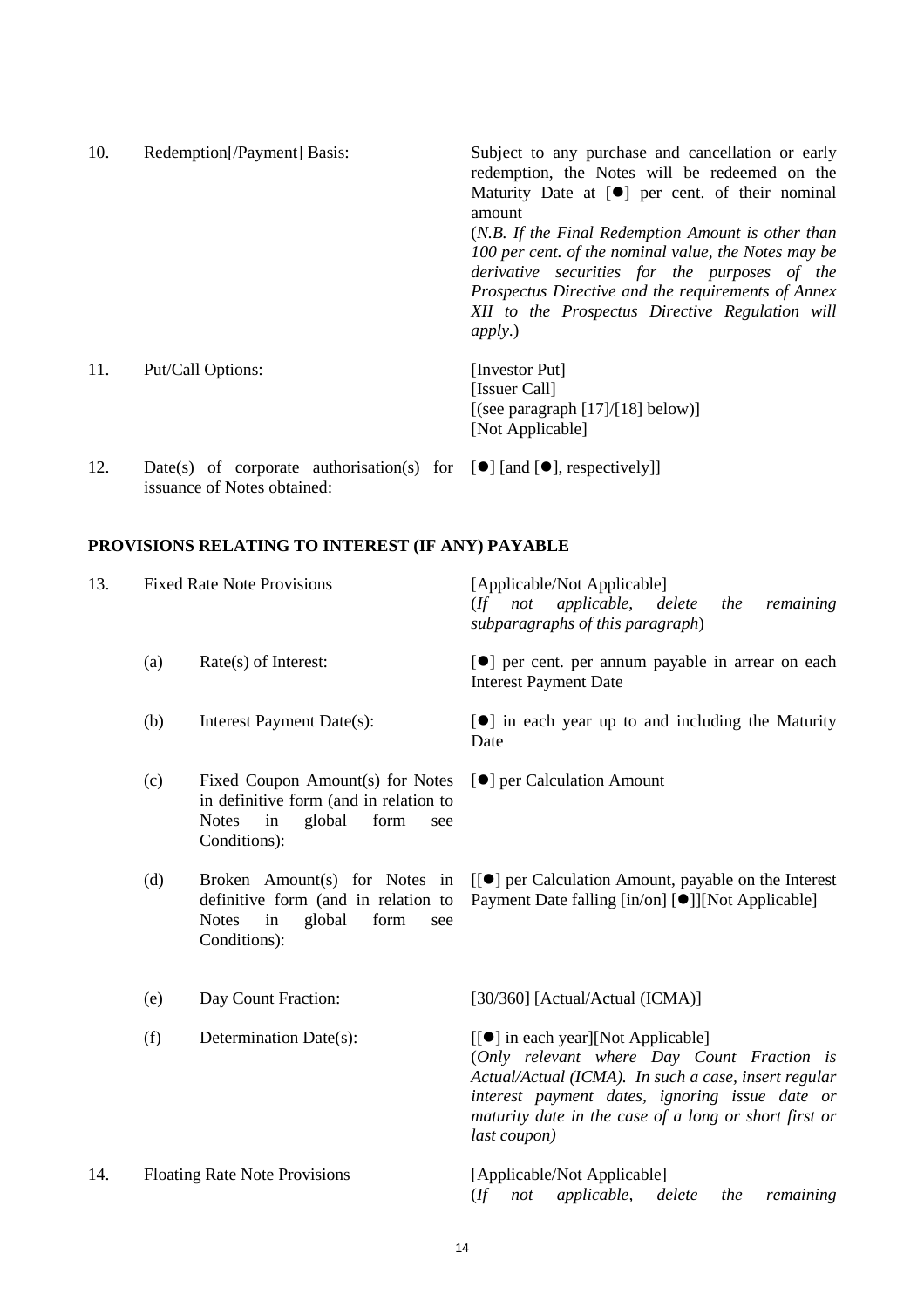| | | | |
|---|---|---|---|
| 10. | Redemption[/Payment] Basis: | | Subject to any purchase and cancellation or early redemption, the Notes will be redeemed on the Maturity Date at [●] per cent. of their nominal amount<br>(*N.B. If the Final Redemption Amount is other than 100 per cent. of the nominal value, the Notes may be derivative securities for the purposes of the Prospectus Directive and the requirements of Annex XII to the Prospectus Directive Regulation will apply*.) |
| 11. | Put/Call Options: | | [Investor Put]<br>[Issuer Call]<br>[(see paragraph [17]/[18] below)]<br>[Not Applicable] |
| 12. | Date(s) of corporate authorisation(s) for issuance of Notes obtained: | | [●] [and [●], respectively]] |

**PROVISIONS RELATING TO INTEREST (IF ANY) PAYABLE**

| | | | |
|---|---|---|---|
| 13. | Fixed Rate Note Provisions | | [Applicable/Not Applicable]<br>(*If not applicable, delete the remaining subparagraphs of this paragraph*) |
| | (a) | Rate(s) of Interest: | [●] per cent. per annum payable in arrear on each Interest Payment Date |
| | (b) | Interest Payment Date(s): | [●] in each year up to and including the Maturity Date |
| | (c) | Fixed Coupon Amount(s) for Notes in definitive form (and in relation to Notes in global form see Conditions): | [●] per Calculation Amount |
| | (d) | Broken Amount(s) for Notes in definitive form (and in relation to Notes in global form see Conditions): | [[●] per Calculation Amount, payable on the Interest Payment Date falling [in/on] [●]][Not Applicable] |
| | (e) | Day Count Fraction: | [30/360] [Actual/Actual (ICMA)] |
| | (f) | Determination Date(s): | [[●] in each year][Not Applicable]<br>(*Only relevant where Day Count Fraction is Actual/Actual (ICMA). In such a case, insert regular interest payment dates, ignoring issue date or maturity date in the case of a long or short first or last coupon)* |
| 14. | Floating Rate Note Provisions | | [Applicable/Not Applicable]<br>(*If not applicable, delete the remaining* |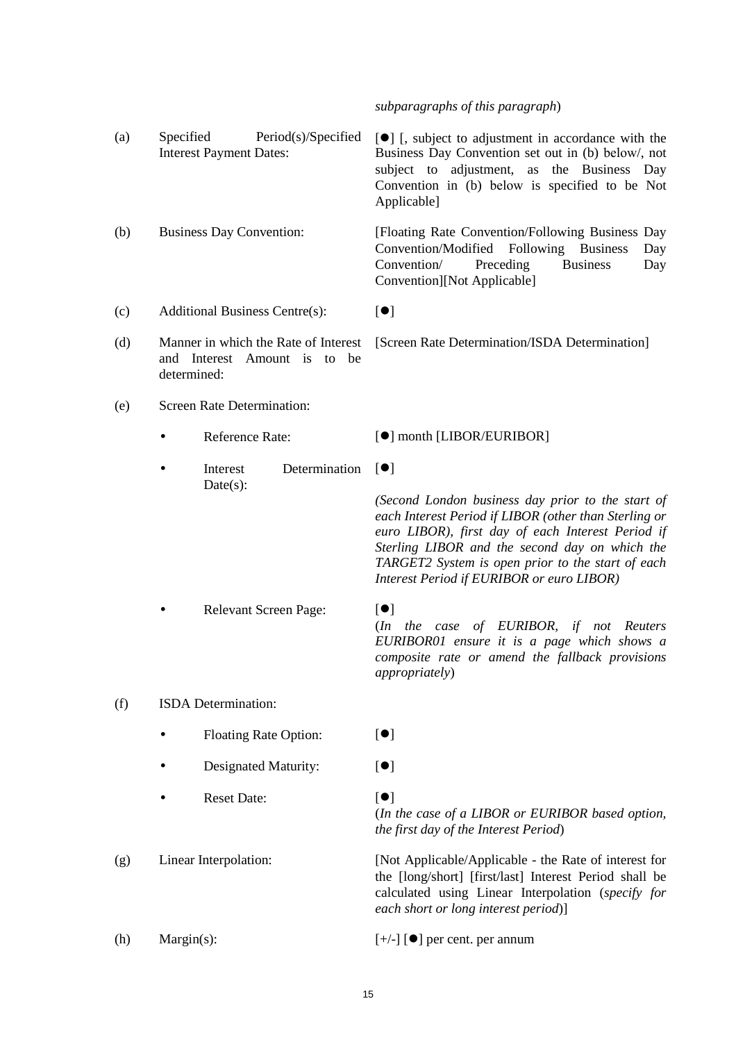*subparagraphs of this paragraph*)

| | | |
|---|---|---|
| (a) | Specified Period(s)/Specified Interest Payment Dates: | [●] [, subject to adjustment in accordance with the Business Day Convention set out in (b) below/, not subject to adjustment, as the Business Day Convention in (b) below is specified to be Not Applicable] |
| (b) | Business Day Convention: | [Floating Rate Convention/Following Business Day Convention/Modified Following Business Day Convention/ Preceding Business Day Convention][Not Applicable] |
| (c) | Additional Business Centre(s): | [●] |
| (d) | Manner in which the Rate of Interest and Interest Amount is to be determined: | [Screen Rate Determination/ISDA Determination] |
| (e) | Screen Rate Determination: | |
| | • Reference Rate: | [●] month [LIBOR/EURIBOR] |
| | • Interest Determination Date(s): | [●]<br>*(Second London business day prior to the start of each Interest Period if LIBOR (other than Sterling or euro LIBOR), first day of each Interest Period if Sterling LIBOR and the second day on which the TARGET2 System is open prior to the start of each Interest Period if EURIBOR or euro LIBOR)* |
| | • Relevant Screen Page: | [●]<br>(*In the case of EURIBOR, if not Reuters EURIBOR01 ensure it is a page which shows a composite rate or amend the fallback provisions appropriately*) |
| (f) | ISDA Determination: | |
| | • Floating Rate Option: | [●] |
| | • Designated Maturity: | [●] |
| | • Reset Date: | [●]<br>(*In the case of a LIBOR or EURIBOR based option, the first day of the Interest Period*) |
| (g) | Linear Interpolation: | [Not Applicable/Applicable - the Rate of interest for the [long/short] [first/last] Interest Period shall be calculated using Linear Interpolation (*specify for each short or long interest period*)] |
| (h) | Margin(s): | [+/-] [●] per cent. per annum |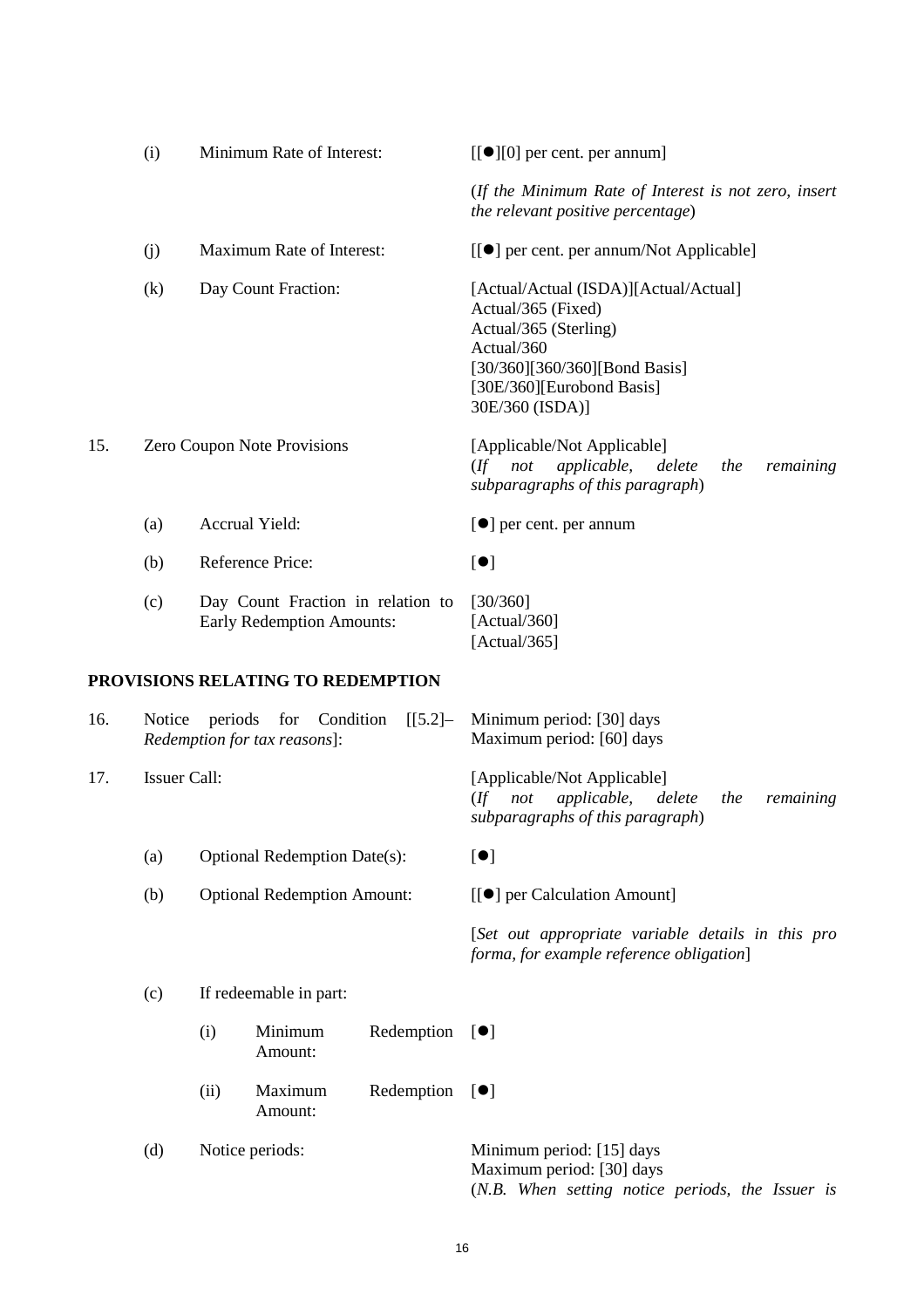| | | | |
|---|---|---|---|
| | (i) | Minimum Rate of Interest: | [[●][0] per cent. per annum] |
| | | | (*If the Minimum Rate of Interest is not zero, insert the relevant positive percentage*) |
| | (j) | Maximum Rate of Interest: | [[●] per cent. per annum/Not Applicable] |
| | (k) | Day Count Fraction: | [Actual/Actual (ISDA)][Actual/Actual] Actual/365 (Fixed) Actual/365 (Sterling) Actual/360 [30/360][360/360][Bond Basis] [30E/360][Eurobond Basis] 30E/360 (ISDA)] |
| 15. | Zero Coupon Note Provisions | | [Applicable/Not Applicable] (*If not applicable, delete the remaining subparagraphs of this paragraph*) |
| | (a) | Accrual Yield: | [●] per cent. per annum |
| | (b) | Reference Price: | [●] |
| | (c) | Day Count Fraction in relation to Early Redemption Amounts: | [30/360] [Actual/360] [Actual/365] |

**PROVISIONS RELATING TO REDEMPTION**

| | | | |
|---|---|---|---|
| 16. | Notice periods for Condition [[5.2]– *Redemption for tax reasons*]: | | Minimum period: [30] days Maximum period: [60] days |
| 17. | Issuer Call: | | [Applicable/Not Applicable] (*If not applicable, delete the remaining subparagraphs of this paragraph*) |
| | (a) | Optional Redemption Date(s): | [●] |
| | (b) | Optional Redemption Amount: | [[●] per Calculation Amount] |
| | | | [*Set out appropriate variable details in this pro forma, for example reference obligation*] |
| | (c) | If redeemable in part: | |
| | | (i) Minimum Redemption Amount: | [●] |
| | | (ii) Maximum Redemption Amount: | [●] |
| | (d) | Notice periods: | Minimum period: [15] days Maximum period: [30] days (*N.B. When setting notice periods, the Issuer is* |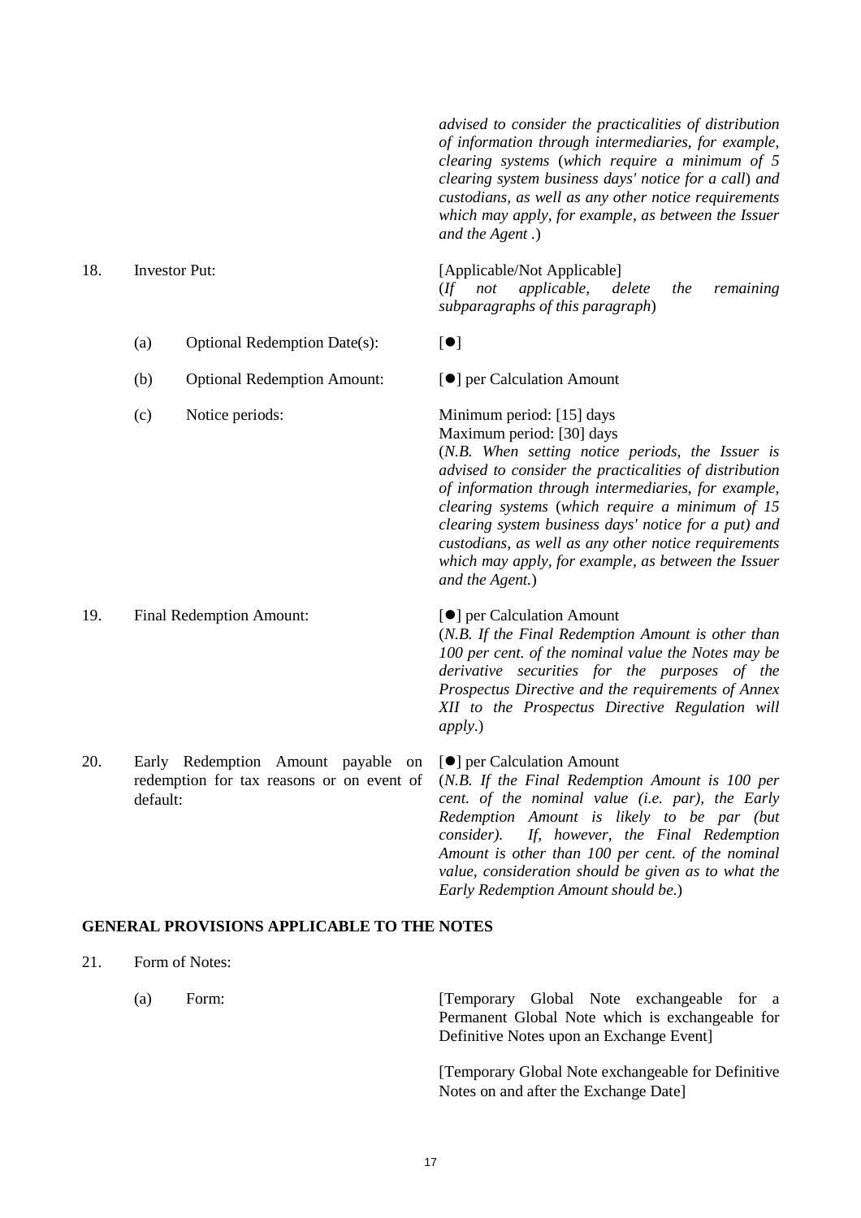*advised to consider the practicalities of distribution of information through intermediaries, for example, clearing systems (which require a minimum of 5 clearing system business days' notice for a call) and custodians, as well as any other notice requirements which may apply, for example, as between the Issuer and the Agent .)*

| | | |
|---|---|---|
| 18. | Investor Put: | [Applicable/Not Applicable] (*If not applicable, delete the remaining subparagraphs of this paragraph*) |
| | (a) Optional Redemption Date(s): | [●] |
| | (b) Optional Redemption Amount: | [●] per Calculation Amount |
| | (c) Notice periods: | Minimum period: [15] days<br>Maximum period: [30] days<br>(*N.B. When setting notice periods, the Issuer is advised to consider the practicalities of distribution of information through intermediaries, for example, clearing systems (which require a minimum of 15 clearing system business days' notice for a put) and custodians, as well as any other notice requirements which may apply, for example, as between the Issuer and the Agent.*) |
| 19. | Final Redemption Amount: | [●] per Calculation Amount<br>(*N.B. If the Final Redemption Amount is other than 100 per cent. of the nominal value the Notes may be derivative securities for the purposes of the Prospectus Directive and the requirements of Annex XII to the Prospectus Directive Regulation will apply.*) |
| 20. | Early Redemption Amount payable on redemption for tax reasons or on event of default: | [●] per Calculation Amount<br>(*N.B. If the Final Redemption Amount is 100 per cent. of the nominal value (i.e. par), the Early Redemption Amount is likely to be par (but consider). If, however, the Final Redemption Amount is other than 100 per cent. of the nominal value, consideration should be given as to what the Early Redemption Amount should be.*) |

## GENERAL PROVISIONS APPLICABLE TO THE NOTES

| | | |
|---|---|---|
| 21. | Form of Notes: | |
| | (a) Form: | [Temporary Global Note exchangeable for a Permanent Global Note which is exchangeable for Definitive Notes upon an Exchange Event]<br><br>[Temporary Global Note exchangeable for Definitive Notes on and after the Exchange Date] |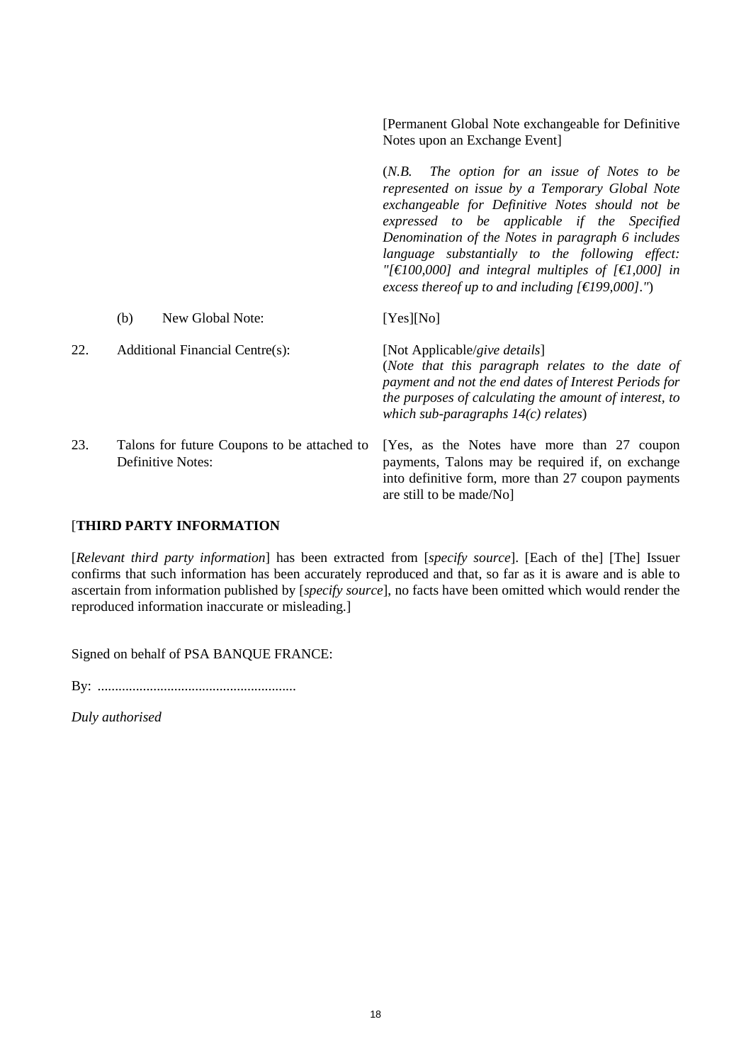| | | |
|---|---|---|
| | | [Permanent Global Note exchangeable for Definitive Notes upon an Exchange Event]<br><br>(*N.B. The option for an issue of Notes to be represented on issue by a Temporary Global Note exchangeable for Definitive Notes should not be expressed to be applicable if the Specified Denomination of the Notes in paragraph 6 includes language substantially to the following effect: "[€100,000] and integral multiples of [€1,000] in excess thereof up to and including [€199,000]."*) |
| | (b) New Global Note: | [Yes][No] |
| 22. | Additional Financial Centre(s): | [Not Applicable/*give details*]<br>(*Note that this paragraph relates to the date of payment and not the end dates of Interest Periods for the purposes of calculating the amount of interest, to which sub-paragraphs 14(c) relates*) |
| 23. | Talons for future Coupons to be attached to Definitive Notes: | [Yes, as the Notes have more than 27 coupon payments, Talons may be required if, on exchange into definitive form, more than 27 coupon payments are still to be made/No] |

[**THIRD PARTY INFORMATION**

[*Relevant third party information*] has been extracted from [*specify source*]. [Each of the] [The] Issuer confirms that such information has been accurately reproduced and that, so far as it is aware and is able to ascertain from information published by [*specify source*], no facts have been omitted which would render the reproduced information inaccurate or misleading.]

Signed on behalf of PSA BANQUE FRANCE:

By: .........................................................

*Duly authorised*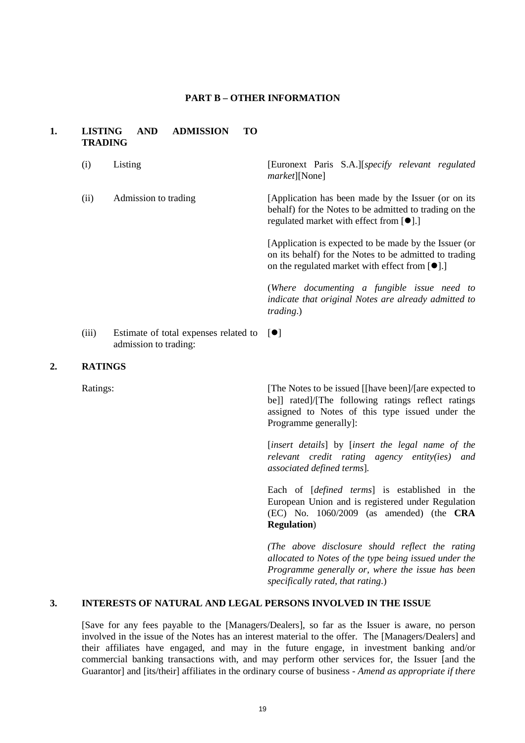## PART B – OTHER INFORMATION

### 1. LISTING AND ADMISSION TO TRADING

| | | |
|---|---|---|
| (i) | Listing | [Euronext Paris S.A.][*specify relevant regulated market*][None] |
| (ii) | Admission to trading | [Application has been made by the Issuer (or on its behalf) for the Notes to be admitted to trading on the regulated market with effect from [●].]<br><br>[Application is expected to be made by the Issuer (or on its behalf) for the Notes to be admitted to trading on the regulated market with effect from [●].]<br><br>(*Where documenting a fungible issue need to indicate that original Notes are already admitted to trading*.) |
| (iii) | Estimate of total expenses related to admission to trading: | [●] |

### 2. RATINGS

| | |
|---|---|
| Ratings: | [The Notes to be issued [[have been]/[are expected to be]] rated]/[The following ratings reflect ratings assigned to Notes of this type issued under the Programme generally]:<br><br>[*insert details*] by [*insert the legal name of the relevant credit rating agency entity(ies) and associated defined terms*].<br><br>Each of [*defined terms*] is established in the European Union and is registered under Regulation (EC) No. 1060/2009 (as amended) (the **CRA Regulation**)<br><br>*(The above disclosure should reflect the rating allocated to Notes of the type being issued under the Programme generally or, where the issue has been specifically rated, that rating*.) |

### 3. INTERESTS OF NATURAL AND LEGAL PERSONS INVOLVED IN THE ISSUE

[Save for any fees payable to the [Managers/Dealers], so far as the Issuer is aware, no person involved in the issue of the Notes has an interest material to the offer. The [Managers/Dealers] and their affiliates have engaged, and may in the future engage, in investment banking and/or commercial banking transactions with, and may perform other services for, the Issuer [and the Guarantor] and [its/their] affiliates in the ordinary course of business - *Amend as appropriate if there*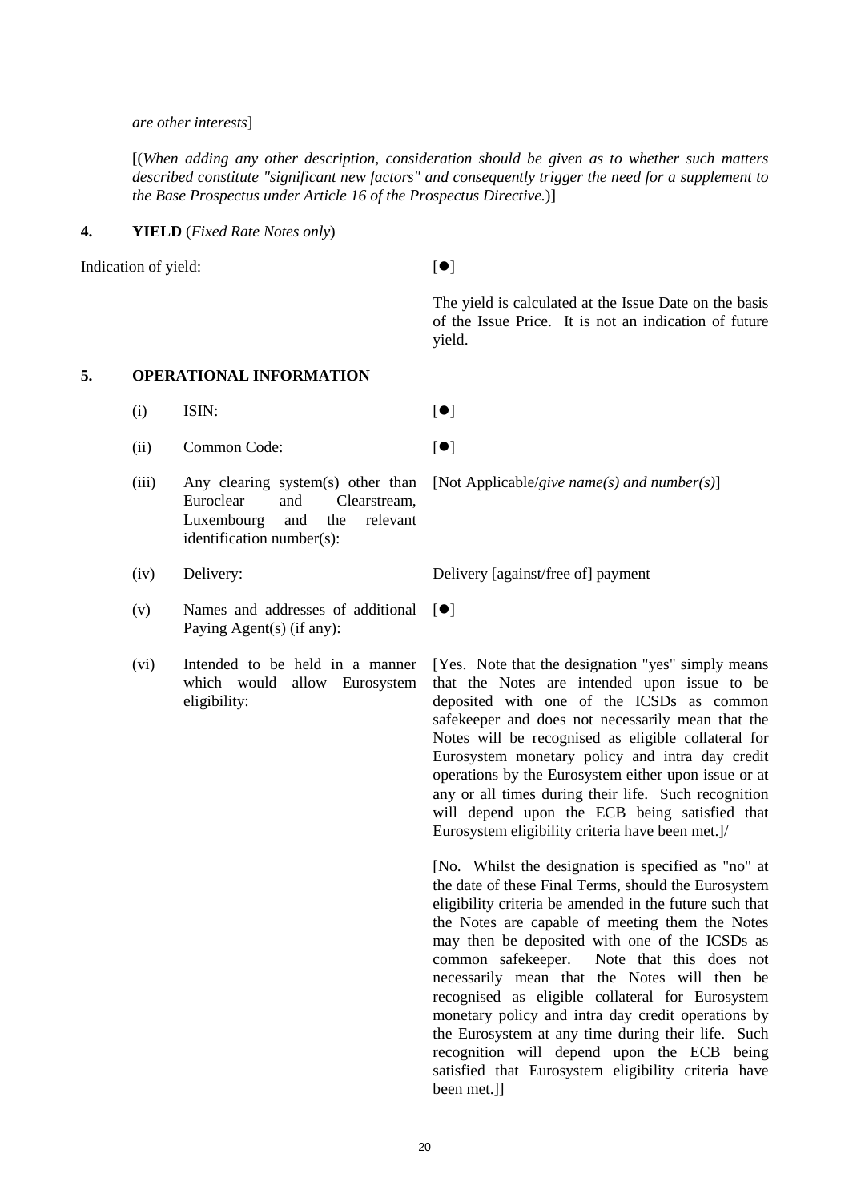*are other interests*]

[(*When adding any other description, consideration should be given as to whether such matters described constitute "significant new factors" and consequently trigger the need for a supplement to the Base Prospectus under Article 16 of the Prospectus Directive.*)]

**4. YIELD** (*Fixed Rate Notes only*)

| | |
|---|---|
| Indication of yield: | [●] |
| | The yield is calculated at the Issue Date on the basis of the Issue Price. It is not an indication of future yield. |

**5. OPERATIONAL INFORMATION**

| | | |
|---|---|---|
| (i) | ISIN: | [●] |
| (ii) | Common Code: | [●] |
| (iii) | Any clearing system(s) other than Euroclear and Clearstream, Luxembourg and the relevant identification number(s): | [Not Applicable/*give name(s) and number(s)*] |
| (iv) | Delivery: | Delivery [against/free of] payment |
| (v) | Names and addresses of additional Paying Agent(s) (if any): | [●] |
| (vi) | Intended to be held in a manner which would allow Eurosystem eligibility: | [Yes. Note that the designation "yes" simply means that the Notes are intended upon issue to be deposited with one of the ICSDs as common safekeeper and does not necessarily mean that the Notes will be recognised as eligible collateral for Eurosystem monetary policy and intra day credit operations by the Eurosystem either upon issue or at any or all times during their life. Such recognition will depend upon the ECB being satisfied that Eurosystem eligibility criteria have been met.]/ <br><br> [No. Whilst the designation is specified as "no" at the date of these Final Terms, should the Eurosystem eligibility criteria be amended in the future such that the Notes are capable of meeting them the Notes may then be deposited with one of the ICSDs as common safekeeper. Note that this does not necessarily mean that the Notes will then be recognised as eligible collateral for Eurosystem monetary policy and intra day credit operations by the Eurosystem at any time during their life. Such recognition will depend upon the ECB being satisfied that Eurosystem eligibility criteria have been met.]] |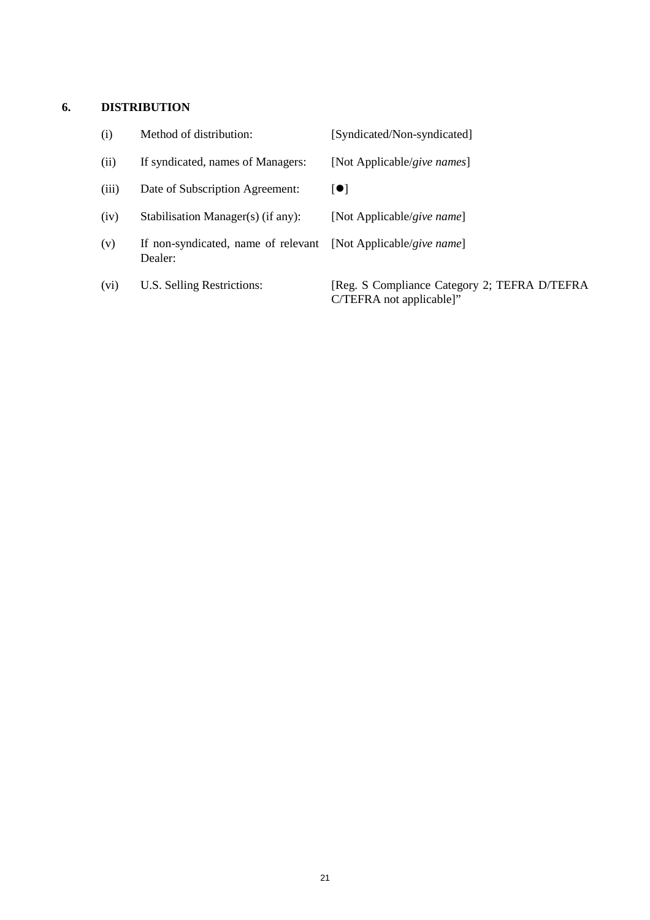## 6. DISTRIBUTION

| | | |
|---|---|---|
| (i) | Method of distribution: | [Syndicated/Non-syndicated] |
| (ii) | If syndicated, names of Managers: | [Not Applicable/*give names*] |
| (iii) | Date of Subscription Agreement: | [●] |
| (iv) | Stabilisation Manager(s) (if any): | [Not Applicable/*give name*] |
| (v) | If non-syndicated, name of relevant Dealer: | [Not Applicable/*give name*] |
| (vi) | U.S. Selling Restrictions: | [Reg. S Compliance Category 2; TEFRA D/TEFRA C/TEFRA not applicable]" |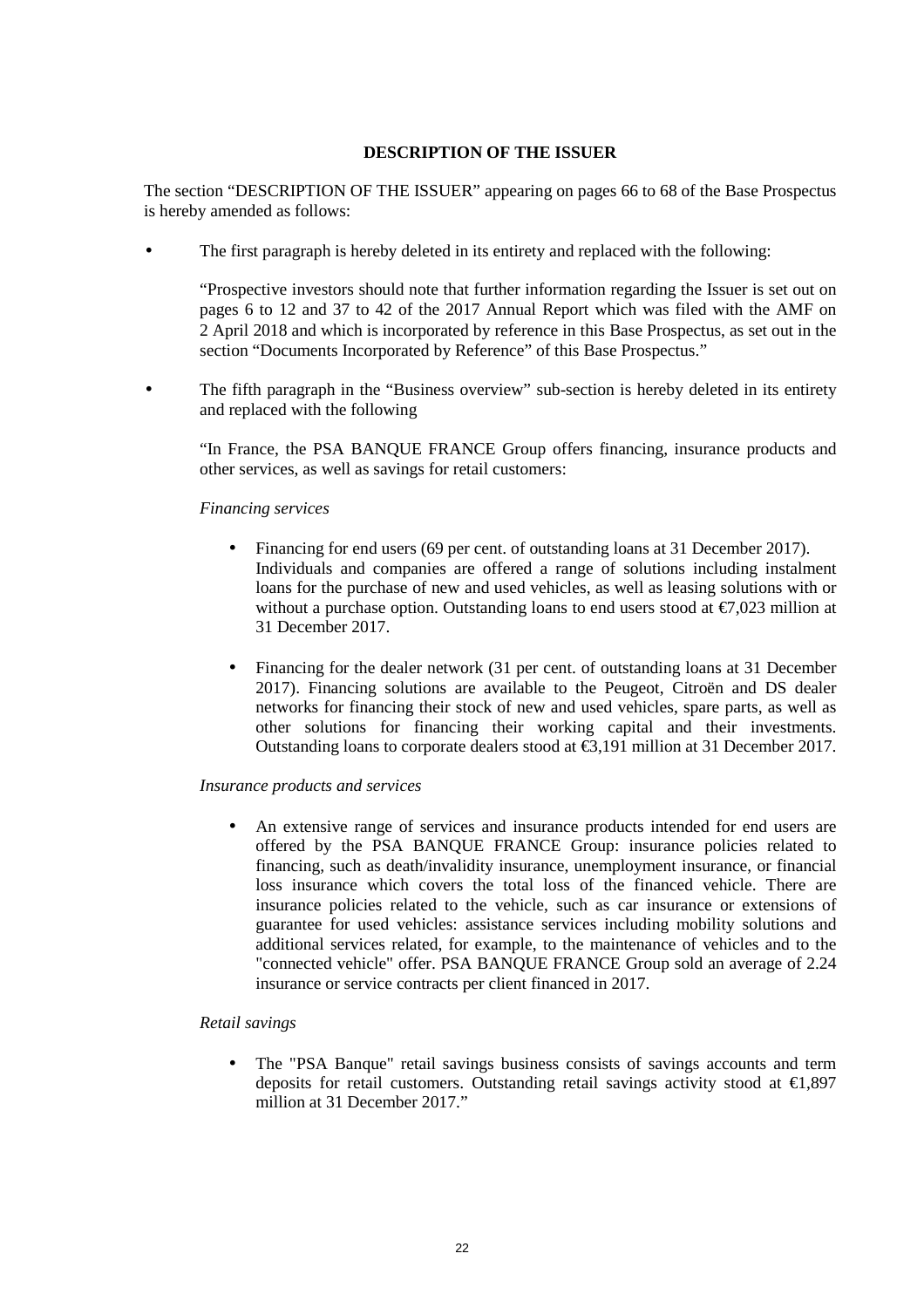**DESCRIPTION OF THE ISSUER**

The section "DESCRIPTION OF THE ISSUER" appearing on pages 66 to 68 of the Base Prospectus is hereby amended as follows:

- The first paragraph is hereby deleted in its entirety and replaced with the following:

  "Prospective investors should note that further information regarding the Issuer is set out on pages 6 to 12 and 37 to 42 of the 2017 Annual Report which was filed with the AMF on 2 April 2018 and which is incorporated by reference in this Base Prospectus, as set out in the section "Documents Incorporated by Reference" of this Base Prospectus."

- The fifth paragraph in the "Business overview" sub-section is hereby deleted in its entirety and replaced with the following

  "In France, the PSA BANQUE FRANCE Group offers financing, insurance products and other services, as well as savings for retail customers:

  *Financing services*

  - Financing for end users (69 per cent. of outstanding loans at 31 December 2017). Individuals and companies are offered a range of solutions including instalment loans for the purchase of new and used vehicles, as well as leasing solutions with or without a purchase option. Outstanding loans to end users stood at €7,023 million at 31 December 2017.

  - Financing for the dealer network (31 per cent. of outstanding loans at 31 December 2017). Financing solutions are available to the Peugeot, Citroën and DS dealer networks for financing their stock of new and used vehicles, spare parts, as well as other solutions for financing their working capital and their investments. Outstanding loans to corporate dealers stood at €3,191 million at 31 December 2017.

  *Insurance products and services*

  - An extensive range of services and insurance products intended for end users are offered by the PSA BANQUE FRANCE Group: insurance policies related to financing, such as death/invalidity insurance, unemployment insurance, or financial loss insurance which covers the total loss of the financed vehicle. There are insurance policies related to the vehicle, such as car insurance or extensions of guarantee for used vehicles: assistance services including mobility solutions and additional services related, for example, to the maintenance of vehicles and to the "connected vehicle" offer. PSA BANQUE FRANCE Group sold an average of 2.24 insurance or service contracts per client financed in 2017.

  *Retail savings*

  - The "PSA Banque" retail savings business consists of savings accounts and term deposits for retail customers. Outstanding retail savings activity stood at €1,897 million at 31 December 2017."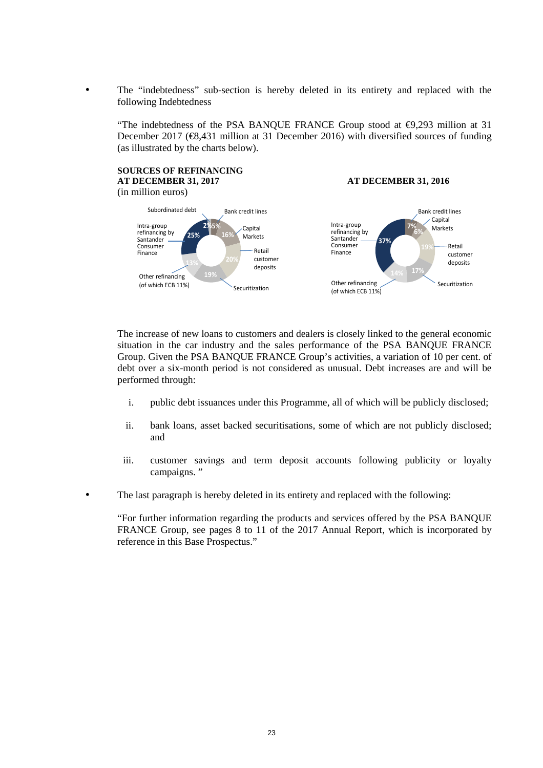- The "indebtedness" sub-section is hereby deleted in its entirety and replaced with the following Indebtedness

  "The indebtedness of the PSA BANQUE FRANCE Group stood at €9,293 million at 31 December 2017 (€8,431 million at 31 December 2016) with diversified sources of funding (as illustrated by the charts below).

  **SOURCES OF REFINANCING**
  **AT DECEMBER 31, 2017**
  (in million euros)

  | Source | At December 31, 2017 | At December 31, 2016 |
  |---|---|---|
  | Subordinated debt | 2% | |
  | Bank credit lines | 5% | 7% |
  | Capital Markets | 16% | 6% |
  | Retail customer deposits | 20% | 19% |
  | Securitization | 19% | 17% |
  | Other refinancing (of which ECB 11%) | 13% | 14% |
  | Intra-group refinancing by Santander Consumer Finance | 25% | 37% |

  The increase of new loans to customers and dealers is closely linked to the general economic situation in the car industry and the sales performance of the PSA BANQUE FRANCE Group. Given the PSA BANQUE FRANCE Group's activities, a variation of 10 per cent. of debt over a six-month period is not considered as unusual. Debt increases are and will be performed through:

  i. public debt issuances under this Programme, all of which will be publicly disclosed;

  ii. bank loans, asset backed securitisations, some of which are not publicly disclosed; and

  iii. customer savings and term deposit accounts following publicity or loyalty campaigns. "

- The last paragraph is hereby deleted in its entirety and replaced with the following:

  "For further information regarding the products and services offered by the PSA BANQUE FRANCE Group, see pages 8 to 11 of the 2017 Annual Report, which is incorporated by reference in this Base Prospectus."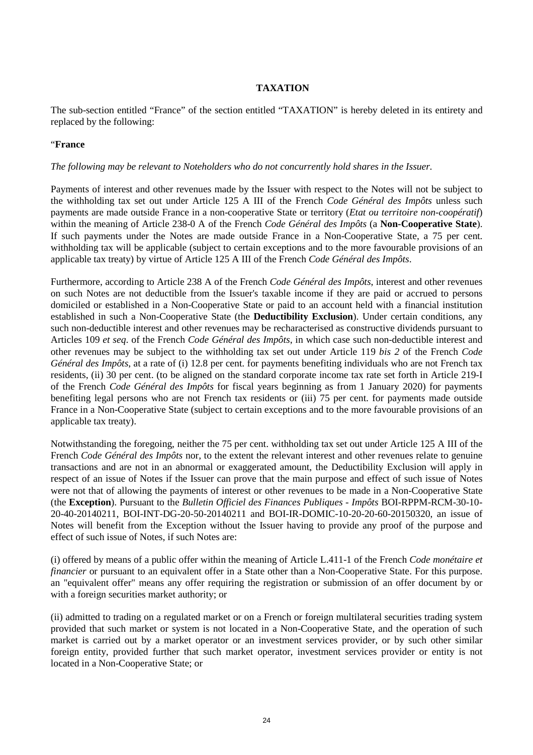## TAXATION

The sub-section entitled "France" of the section entitled "TAXATION" is hereby deleted in its entirety and replaced by the following:

"**France**

*The following may be relevant to Noteholders who do not concurrently hold shares in the Issuer.*

Payments of interest and other revenues made by the Issuer with respect to the Notes will not be subject to the withholding tax set out under Article 125 A III of the French *Code Général des Impôts* unless such payments are made outside France in a non-cooperative State or territory (*Etat ou territoire non-coopératif*) within the meaning of Article 238-0 A of the French *Code Général des Impôts* (a **Non-Cooperative State**). If such payments under the Notes are made outside France in a Non-Cooperative State, a 75 per cent. withholding tax will be applicable (subject to certain exceptions and to the more favourable provisions of an applicable tax treaty) by virtue of Article 125 A III of the French *Code Général des Impôts*.

Furthermore, according to Article 238 A of the French *Code Général des Impôts*, interest and other revenues on such Notes are not deductible from the Issuer's taxable income if they are paid or accrued to persons domiciled or established in a Non-Cooperative State or paid to an account held with a financial institution established in such a Non-Cooperative State (the **Deductibility Exclusion**). Under certain conditions, any such non-deductible interest and other revenues may be recharacterised as constructive dividends pursuant to Articles 109 *et seq*. of the French *Code Général des Impôts*, in which case such non-deductible interest and other revenues may be subject to the withholding tax set out under Article 119 *bis 2* of the French *Code Général des Impôts*, at a rate of (i) 12.8 per cent. for payments benefiting individuals who are not French tax residents, (ii) 30 per cent. (to be aligned on the standard corporate income tax rate set forth in Article 219-I of the French *Code Général des Impôts* for fiscal years beginning as from 1 January 2020) for payments benefiting legal persons who are not French tax residents or (iii) 75 per cent. for payments made outside France in a Non-Cooperative State (subject to certain exceptions and to the more favourable provisions of an applicable tax treaty).

Notwithstanding the foregoing, neither the 75 per cent. withholding tax set out under Article 125 A III of the French *Code Général des Impôts* nor, to the extent the relevant interest and other revenues relate to genuine transactions and are not in an abnormal or exaggerated amount, the Deductibility Exclusion will apply in respect of an issue of Notes if the Issuer can prove that the main purpose and effect of such issue of Notes were not that of allowing the payments of interest or other revenues to be made in a Non-Cooperative State (the **Exception**). Pursuant to the *Bulletin Officiel des Finances Publiques - Impôts* BOI-RPPM-RCM-30-10-20-40-20140211, BOI-INT-DG-20-50-20140211 and BOI-IR-DOMIC-10-20-20-60-20150320, an issue of Notes will benefit from the Exception without the Issuer having to provide any proof of the purpose and effect of such issue of Notes, if such Notes are:

(i) offered by means of a public offer within the meaning of Article L.411-1 of the French *Code monétaire et financier* or pursuant to an equivalent offer in a State other than a Non-Cooperative State. For this purpose. an "equivalent offer" means any offer requiring the registration or submission of an offer document by or with a foreign securities market authority; or

(ii) admitted to trading on a regulated market or on a French or foreign multilateral securities trading system provided that such market or system is not located in a Non-Cooperative State, and the operation of such market is carried out by a market operator or an investment services provider, or by such other similar foreign entity, provided further that such market operator, investment services provider or entity is not located in a Non-Cooperative State; or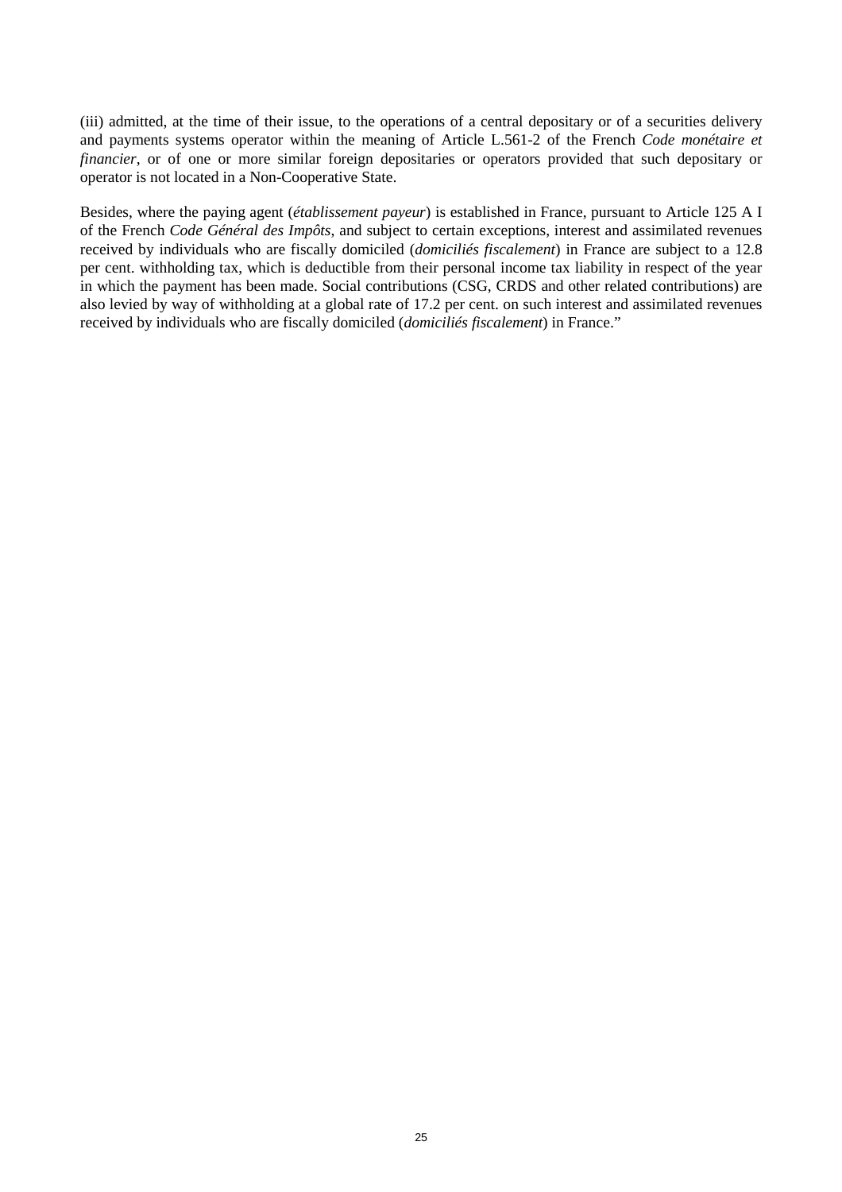(iii) admitted, at the time of their issue, to the operations of a central depositary or of a securities delivery and payments systems operator within the meaning of Article L.561-2 of the French *Code monétaire et financier*, or of one or more similar foreign depositaries or operators provided that such depositary or operator is not located in a Non-Cooperative State.

Besides, where the paying agent (*établissement payeur*) is established in France, pursuant to Article 125 A I of the French *Code Général des Impôts*, and subject to certain exceptions, interest and assimilated revenues received by individuals who are fiscally domiciled (*domiciliés fiscalement*) in France are subject to a 12.8 per cent. withholding tax, which is deductible from their personal income tax liability in respect of the year in which the payment has been made. Social contributions (CSG, CRDS and other related contributions) are also levied by way of withholding at a global rate of 17.2 per cent. on such interest and assimilated revenues received by individuals who are fiscally domiciled (*domiciliés fiscalement*) in France."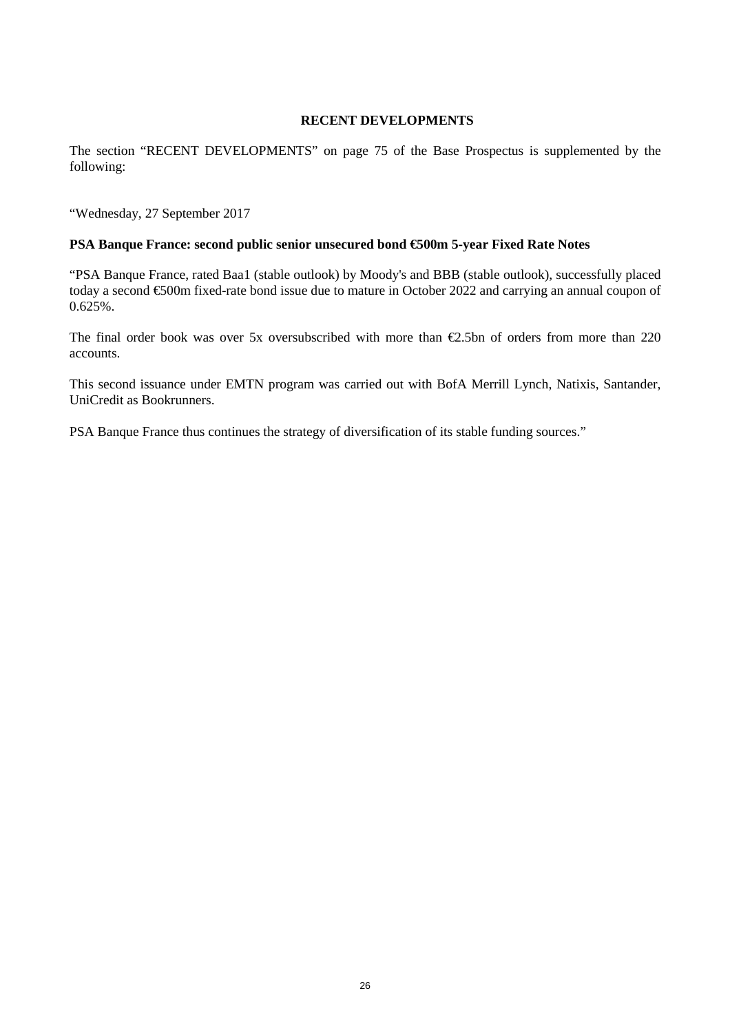# RECENT DEVELOPMENTS

The section "RECENT DEVELOPMENTS" on page 75 of the Base Prospectus is supplemented by the following:

"Wednesday, 27 September 2017

**PSA Banque France: second public senior unsecured bond €500m 5-year Fixed Rate Notes**

"PSA Banque France, rated Baa1 (stable outlook) by Moody's and BBB (stable outlook), successfully placed today a second €500m fixed-rate bond issue due to mature in October 2022 and carrying an annual coupon of 0.625%.

The final order book was over 5x oversubscribed with more than €2.5bn of orders from more than 220 accounts.

This second issuance under EMTN program was carried out with BofA Merrill Lynch, Natixis, Santander, UniCredit as Bookrunners.

PSA Banque France thus continues the strategy of diversification of its stable funding sources."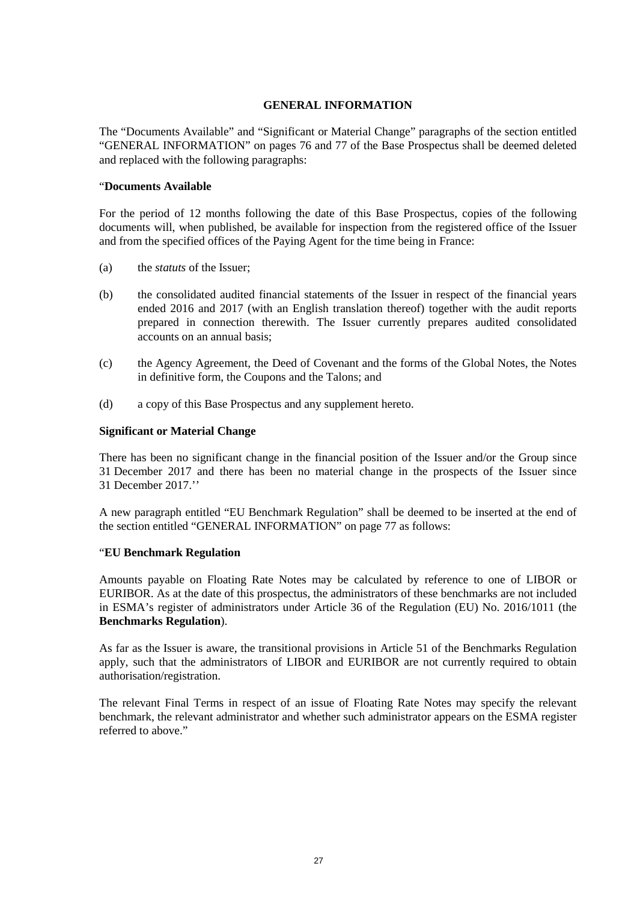# GENERAL INFORMATION

The "Documents Available" and "Significant or Material Change" paragraphs of the section entitled "GENERAL INFORMATION" on pages 76 and 77 of the Base Prospectus shall be deemed deleted and replaced with the following paragraphs:

"**Documents Available**

For the period of 12 months following the date of this Base Prospectus, copies of the following documents will, when published, be available for inspection from the registered office of the Issuer and from the specified offices of the Paying Agent for the time being in France:

(a) the *statuts* of the Issuer;

(b) the consolidated audited financial statements of the Issuer in respect of the financial years ended 2016 and 2017 (with an English translation thereof) together with the audit reports prepared in connection therewith. The Issuer currently prepares audited consolidated accounts on an annual basis;

(c) the Agency Agreement, the Deed of Covenant and the forms of the Global Notes, the Notes in definitive form, the Coupons and the Talons; and

(d) a copy of this Base Prospectus and any supplement hereto.

**Significant or Material Change**

There has been no significant change in the financial position of the Issuer and/or the Group since 31 December 2017 and there has been no material change in the prospects of the Issuer since 31 December 2017.''

A new paragraph entitled "EU Benchmark Regulation" shall be deemed to be inserted at the end of the section entitled "GENERAL INFORMATION" on page 77 as follows:

"**EU Benchmark Regulation**

Amounts payable on Floating Rate Notes may be calculated by reference to one of LIBOR or EURIBOR. As at the date of this prospectus, the administrators of these benchmarks are not included in ESMA's register of administrators under Article 36 of the Regulation (EU) No. 2016/1011 (the **Benchmarks Regulation**).

As far as the Issuer is aware, the transitional provisions in Article 51 of the Benchmarks Regulation apply, such that the administrators of LIBOR and EURIBOR are not currently required to obtain authorisation/registration.

The relevant Final Terms in respect of an issue of Floating Rate Notes may specify the relevant benchmark, the relevant administrator and whether such administrator appears on the ESMA register referred to above."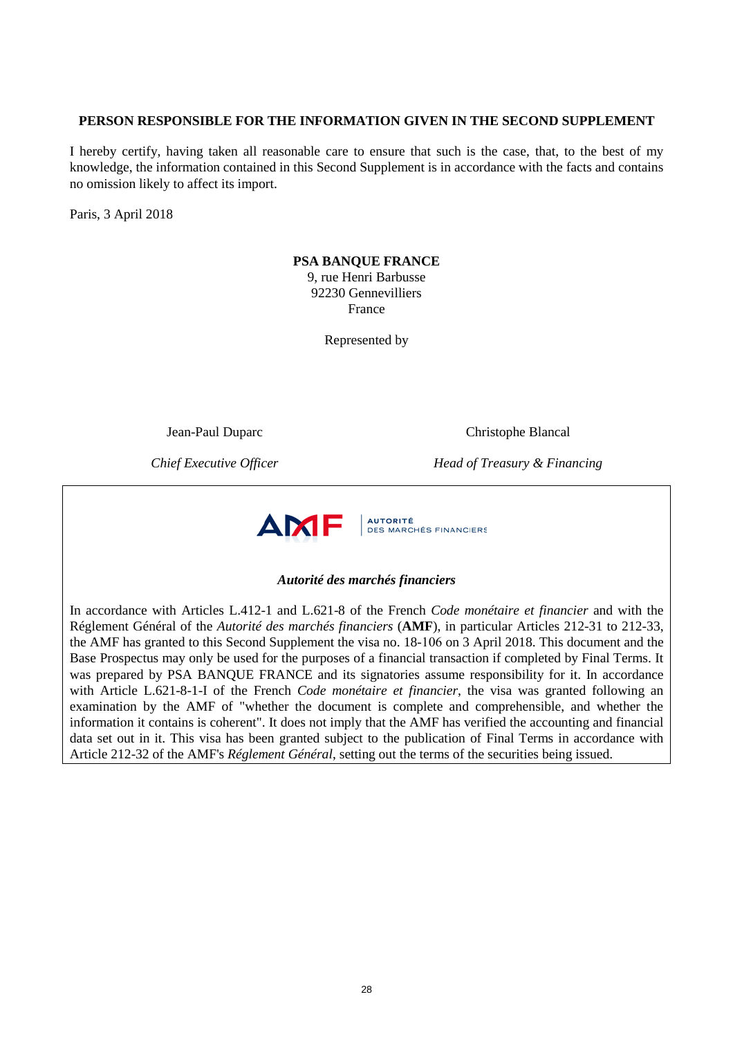**PERSON RESPONSIBLE FOR THE INFORMATION GIVEN IN THE SECOND SUPPLEMENT**

I hereby certify, having taken all reasonable care to ensure that such is the case, that, to the best of my knowledge, the information contained in this Second Supplement is in accordance with the facts and contains no omission likely to affect its import.

Paris, 3 April 2018

**PSA BANQUE FRANCE**
9, rue Henri Barbusse
92230 Gennevilliers
France

Represented by

Jean-Paul Duparc

*Chief Executive Officer*

Christophe Blancal

*Head of Treasury & Financing*

AMF | AUTORITÉ DES MARCHÉS FINANCIERS

***Autorité des marchés financiers***

In accordance with Articles L.412-1 and L.621-8 of the French *Code monétaire et financier* and with the Réglement Général of the *Autorité des marchés financiers* (**AMF**), in particular Articles 212-31 to 212-33, the AMF has granted to this Second Supplement the visa no. 18-106 on 3 April 2018. This document and the Base Prospectus may only be used for the purposes of a financial transaction if completed by Final Terms. It was prepared by PSA BANQUE FRANCE and its signatories assume responsibility for it. In accordance with Article L.621-8-1-I of the French *Code monétaire et financier*, the visa was granted following an examination by the AMF of "whether the document is complete and comprehensible, and whether the information it contains is coherent". It does not imply that the AMF has verified the accounting and financial data set out in it. This visa has been granted subject to the publication of Final Terms in accordance with Article 212-32 of the AMF's *Réglement Général*, setting out the terms of the securities being issued.